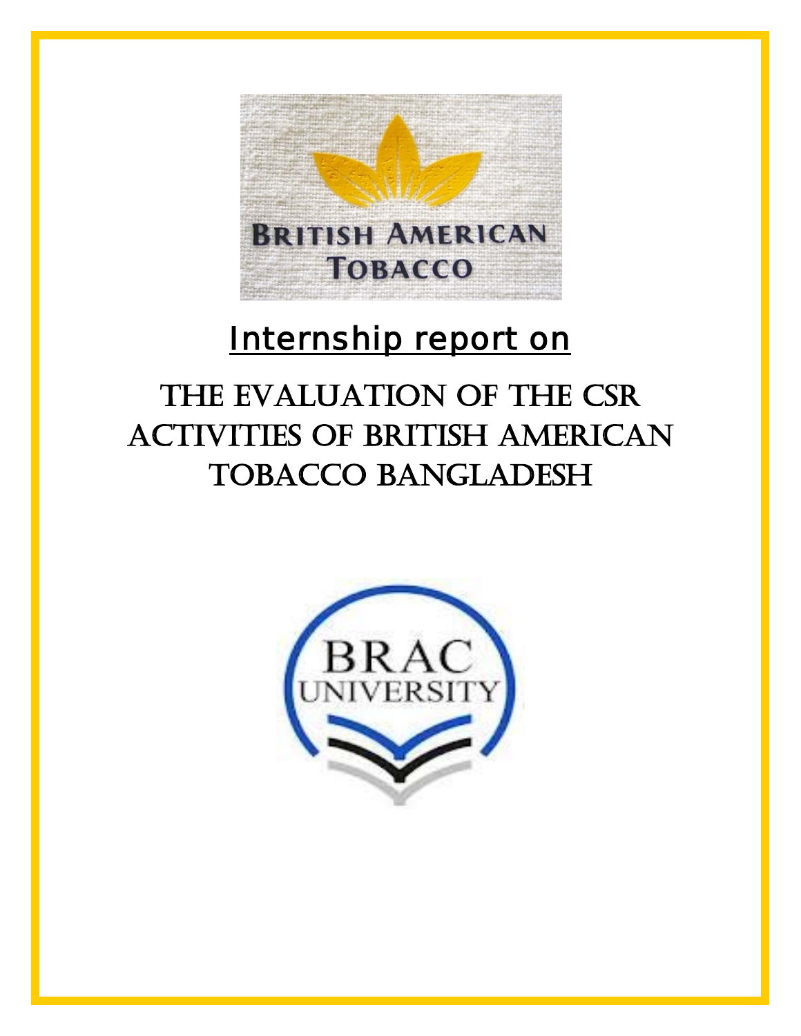BRITISH AMERICAN TOBACCO

## Internship report on

# THE EVALUATION OF THE CSR ACTIVITIES OF BRITISH AMERICAN TOBACCO BANGLADESH

BRAC UNIVERSITY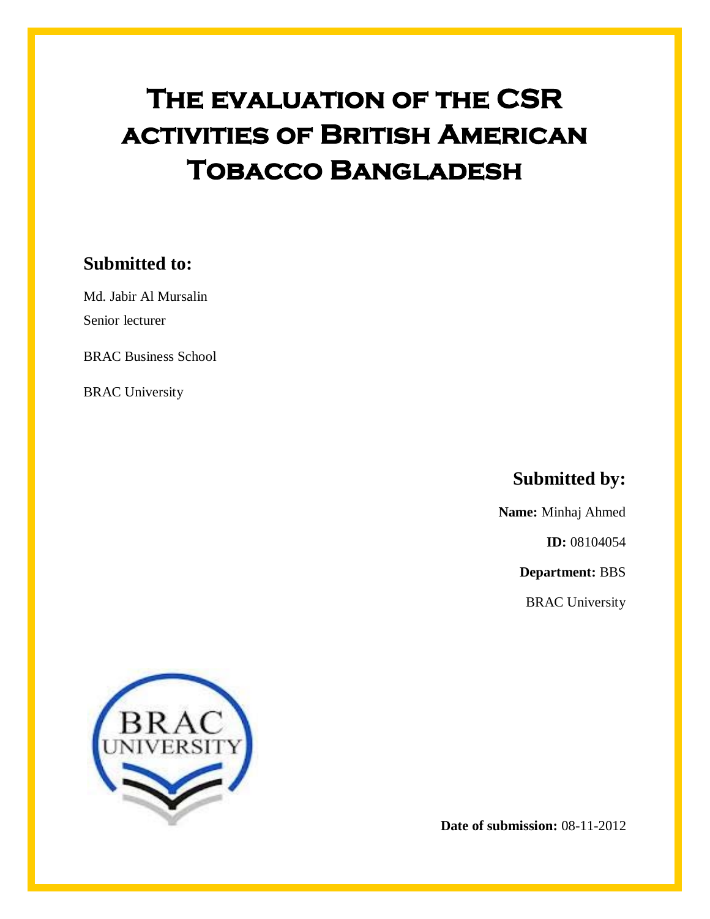# The evaluation of the CSR activities of British American Tobacco Bangladesh

## Submitted to:

Md. Jabir Al Mursalin

Senior lecturer

BRAC Business School

BRAC University

## Submitted by:

**Name:** Minhaj Ahmed

**ID:** 08104054

**Department:** BBS

BRAC University

**Date of submission:** 08-11-2012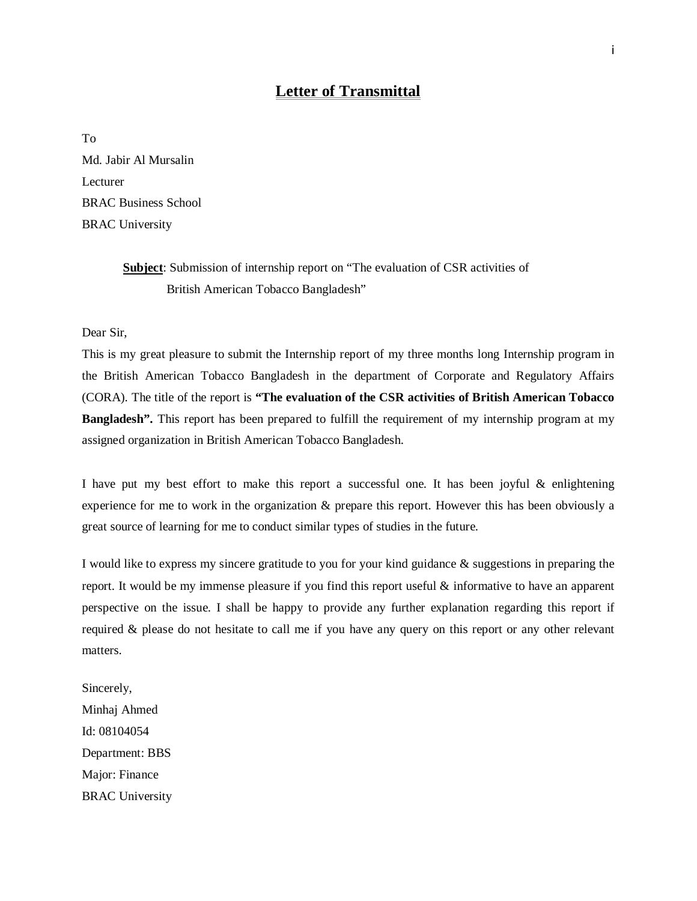# Letter of Transmittal

To
Md. Jabir Al Mursalin
Lecturer
BRAC Business School
BRAC University

**Subject**: Submission of internship report on "The evaluation of CSR activities of British American Tobacco Bangladesh"

Dear Sir,

This is my great pleasure to submit the Internship report of my three months long Internship program in the British American Tobacco Bangladesh in the department of Corporate and Regulatory Affairs (CORA). The title of the report is **"The evaluation of the CSR activities of British American Tobacco Bangladesh".** This report has been prepared to fulfill the requirement of my internship program at my assigned organization in British American Tobacco Bangladesh.

I have put my best effort to make this report a successful one. It has been joyful & enlightening experience for me to work in the organization & prepare this report. However this has been obviously a great source of learning for me to conduct similar types of studies in the future.

I would like to express my sincere gratitude to you for your kind guidance & suggestions in preparing the report. It would be my immense pleasure if you find this report useful & informative to have an apparent perspective on the issue. I shall be happy to provide any further explanation regarding this report if required & please do not hesitate to call me if you have any query on this report or any other relevant matters.

Sincerely,
Minhaj Ahmed
Id: 08104054
Department: BBS
Major: Finance
BRAC University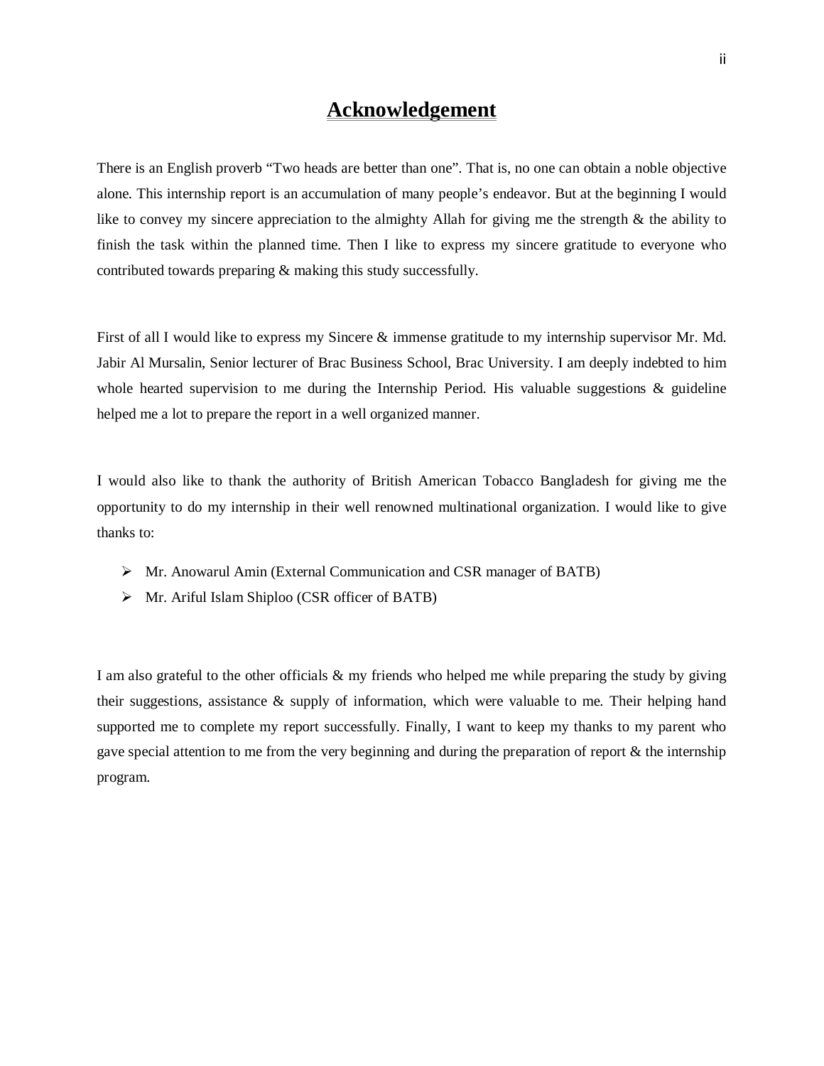# Acknowledgement

There is an English proverb "Two heads are better than one". That is, no one can obtain a noble objective alone. This internship report is an accumulation of many people's endeavor. But at the beginning I would like to convey my sincere appreciation to the almighty Allah for giving me the strength & the ability to finish the task within the planned time. Then I like to express my sincere gratitude to everyone who contributed towards preparing & making this study successfully.

First of all I would like to express my Sincere & immense gratitude to my internship supervisor Mr. Md. Jabir Al Mursalin, Senior lecturer of Brac Business School, Brac University. I am deeply indebted to him whole hearted supervision to me during the Internship Period. His valuable suggestions & guideline helped me a lot to prepare the report in a well organized manner.

I would also like to thank the authority of British American Tobacco Bangladesh for giving me the opportunity to do my internship in their well renowned multinational organization. I would like to give thanks to:

- Mr. Anowarul Amin (External Communication and CSR manager of BATB)
- Mr. Ariful Islam Shiploo (CSR officer of BATB)

I am also grateful to the other officials & my friends who helped me while preparing the study by giving their suggestions, assistance & supply of information, which were valuable to me. Their helping hand supported me to complete my report successfully. Finally, I want to keep my thanks to my parent who gave special attention to me from the very beginning and during the preparation of report & the internship program.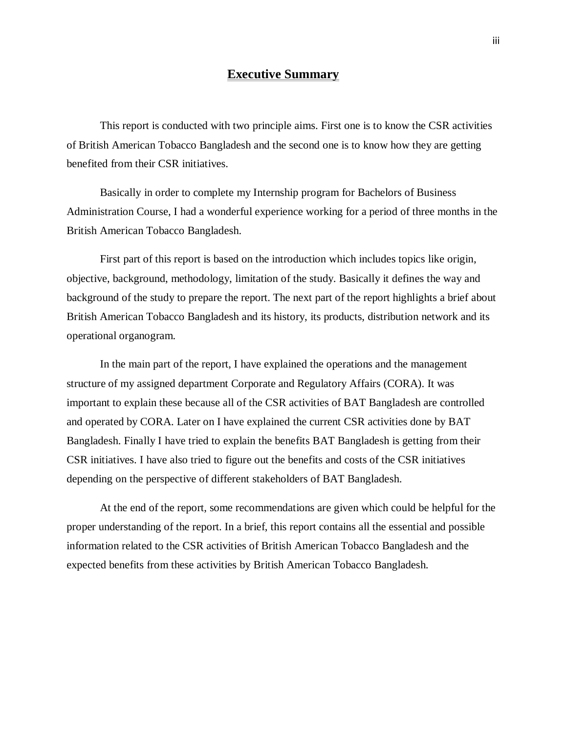# Executive Summary

This report is conducted with two principle aims. First one is to know the CSR activities of British American Tobacco Bangladesh and the second one is to know how they are getting benefited from their CSR initiatives.

Basically in order to complete my Internship program for Bachelors of Business Administration Course, I had a wonderful experience working for a period of three months in the British American Tobacco Bangladesh.

First part of this report is based on the introduction which includes topics like origin, objective, background, methodology, limitation of the study. Basically it defines the way and background of the study to prepare the report. The next part of the report highlights a brief about British American Tobacco Bangladesh and its history, its products, distribution network and its operational organogram.

In the main part of the report, I have explained the operations and the management structure of my assigned department Corporate and Regulatory Affairs (CORA). It was important to explain these because all of the CSR activities of BAT Bangladesh are controlled and operated by CORA. Later on I have explained the current CSR activities done by BAT Bangladesh. Finally I have tried to explain the benefits BAT Bangladesh is getting from their CSR initiatives. I have also tried to figure out the benefits and costs of the CSR initiatives depending on the perspective of different stakeholders of BAT Bangladesh.

At the end of the report, some recommendations are given which could be helpful for the proper understanding of the report. In a brief, this report contains all the essential and possible information related to the CSR activities of British American Tobacco Bangladesh and the expected benefits from these activities by British American Tobacco Bangladesh.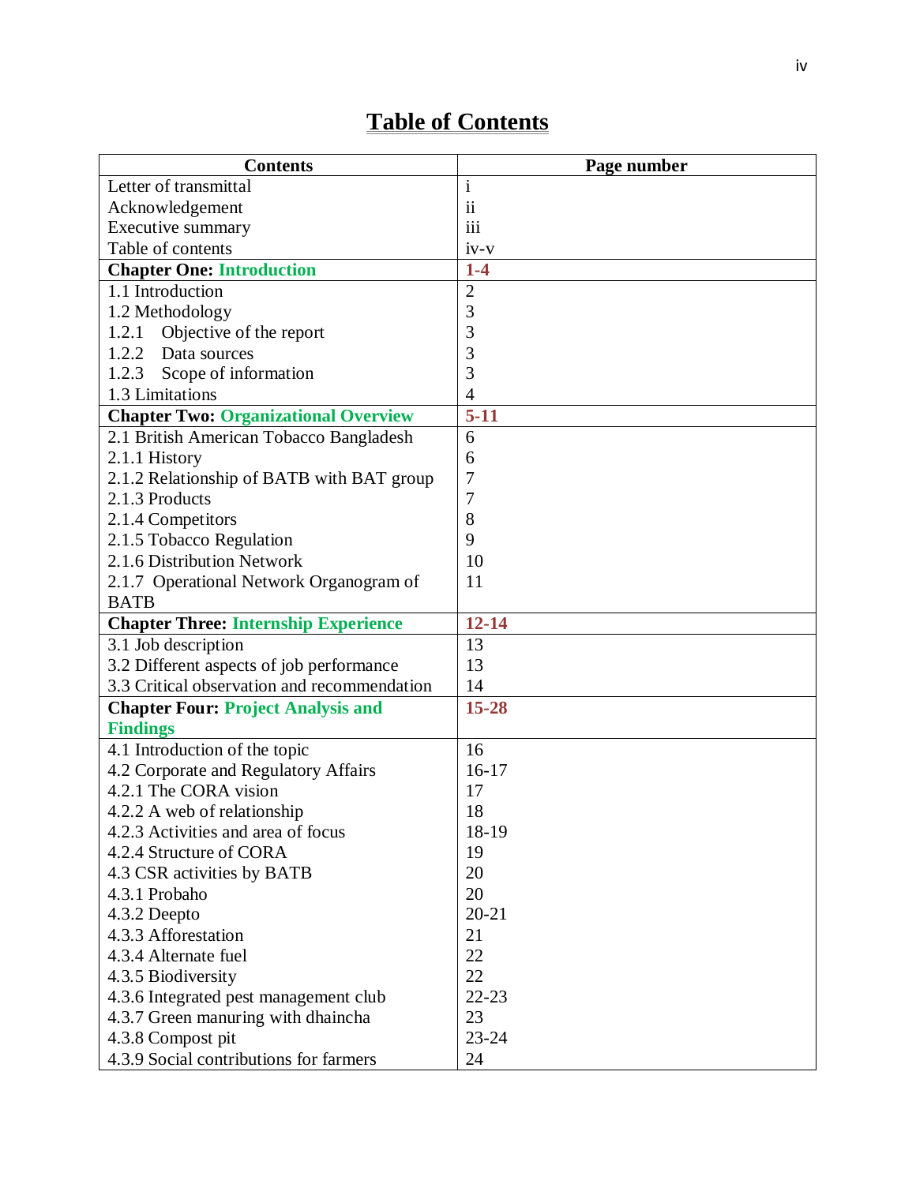# Table of Contents

| Contents | Page number |
|---|---|
| Letter of transmittal | i |
| Acknowledgement | ii |
| Executive summary | iii |
| Table of contents | iv-v |
| **Chapter One: Introduction** | **1-4** |
| 1.1 Introduction | 2 |
| 1.2 Methodology | 3 |
| 1.2.1 Objective of the report | 3 |
| 1.2.2 Data sources | 3 |
| 1.2.3 Scope of information | 3 |
| 1.3 Limitations | 4 |
| **Chapter Two: Organizational Overview** | **5-11** |
| 2.1 British American Tobacco Bangladesh | 6 |
| 2.1.1 History | 6 |
| 2.1.2 Relationship of BATB with BAT group | 7 |
| 2.1.3 Products | 7 |
| 2.1.4 Competitors | 8 |
| 2.1.5 Tobacco Regulation | 9 |
| 2.1.6 Distribution Network | 10 |
| 2.1.7 Operational Network Organogram of BATB | 11 |
| **Chapter Three: Internship Experience** | **12-14** |
| 3.1 Job description | 13 |
| 3.2 Different aspects of job performance | 13 |
| 3.3 Critical observation and recommendation | 14 |
| **Chapter Four: Project Analysis and Findings** | **15-28** |
| 4.1 Introduction of the topic | 16 |
| 4.2 Corporate and Regulatory Affairs | 16-17 |
| 4.2.1 The CORA vision | 17 |
| 4.2.2 A web of relationship | 18 |
| 4.2.3 Activities and area of focus | 18-19 |
| 4.2.4 Structure of CORA | 19 |
| 4.3 CSR activities by BATB | 20 |
| 4.3.1 Probaho | 20 |
| 4.3.2 Deepto | 20-21 |
| 4.3.3 Afforestation | 21 |
| 4.3.4 Alternate fuel | 22 |
| 4.3.5 Biodiversity | 22 |
| 4.3.6 Integrated pest management club | 22-23 |
| 4.3.7 Green manuring with dhaincha | 23 |
| 4.3.8 Compost pit | 23-24 |
| 4.3.9 Social contributions for farmers | 24 |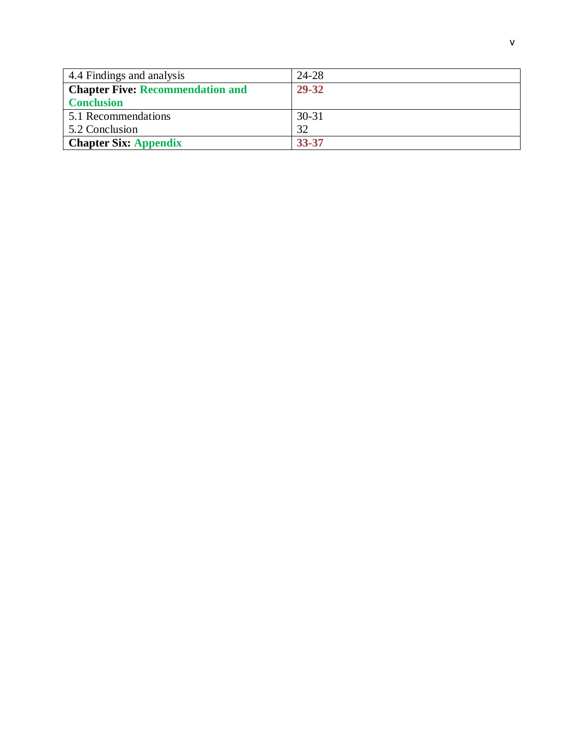| 4.4 Findings and analysis | 24-28 |
|---|---|
| **Chapter Five: Recommendation and Conclusion** | **29-32** |
| 5.1 Recommendations<br>5.2 Conclusion | 30-31<br>32 |
| **Chapter Six: Appendix** | **33-37** |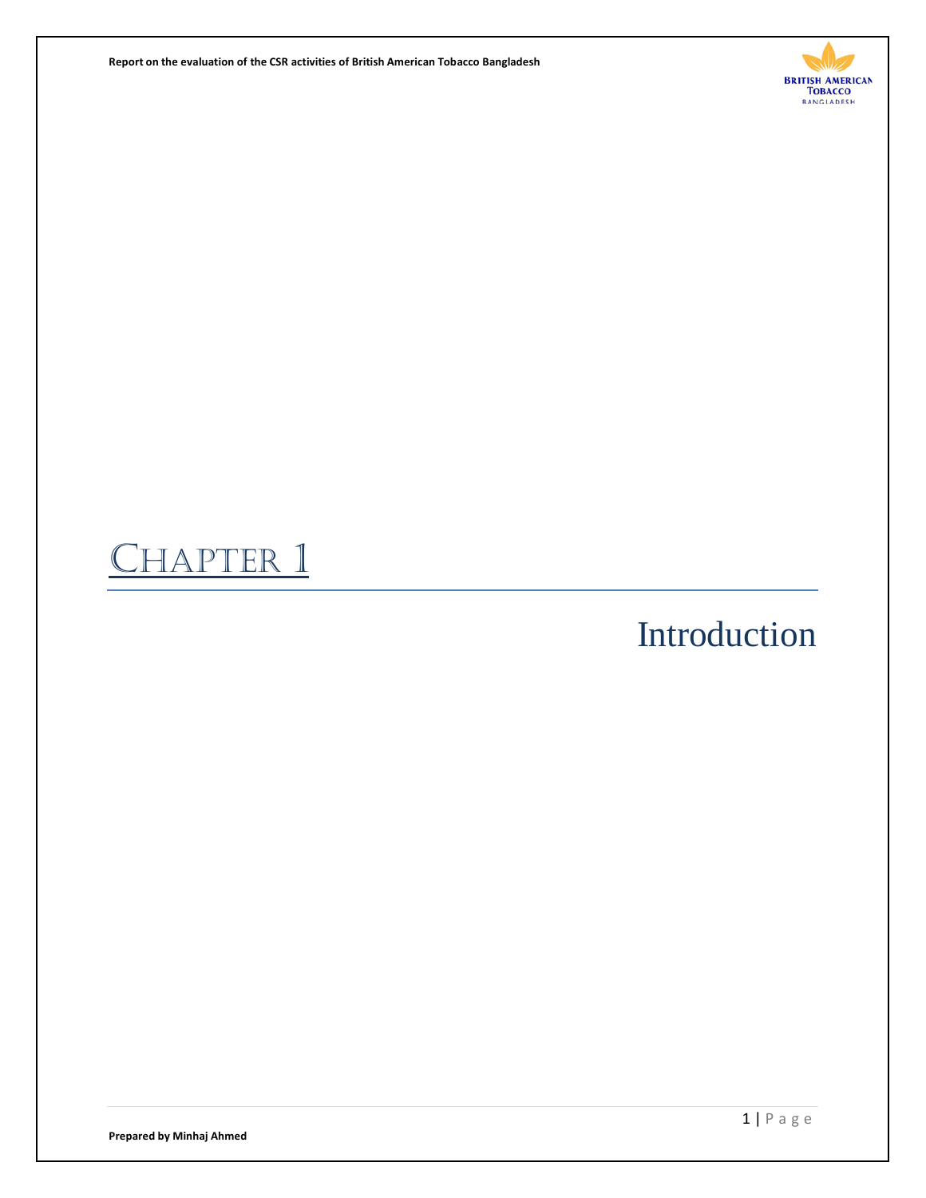# Chapter 1

## Introduction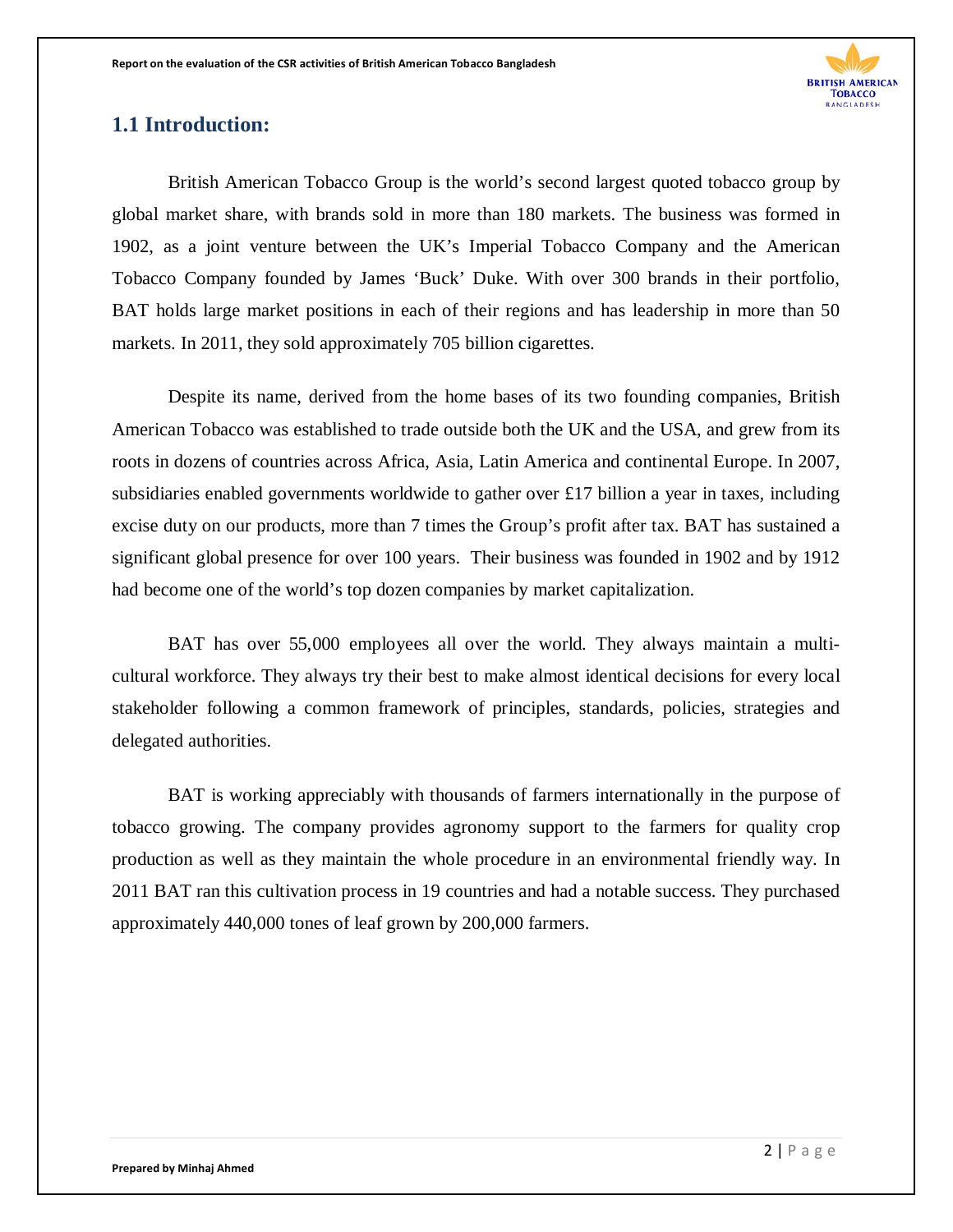## 1.1 Introduction:

British American Tobacco Group is the world's second largest quoted tobacco group by global market share, with brands sold in more than 180 markets. The business was formed in 1902, as a joint venture between the UK's Imperial Tobacco Company and the American Tobacco Company founded by James 'Buck' Duke. With over 300 brands in their portfolio, BAT holds large market positions in each of their regions and has leadership in more than 50 markets. In 2011, they sold approximately 705 billion cigarettes.

Despite its name, derived from the home bases of its two founding companies, British American Tobacco was established to trade outside both the UK and the USA, and grew from its roots in dozens of countries across Africa, Asia, Latin America and continental Europe. In 2007, subsidiaries enabled governments worldwide to gather over £17 billion a year in taxes, including excise duty on our products, more than 7 times the Group's profit after tax. BAT has sustained a significant global presence for over 100 years. Their business was founded in 1902 and by 1912 had become one of the world's top dozen companies by market capitalization.

BAT has over 55,000 employees all over the world. They always maintain a multi-cultural workforce. They always try their best to make almost identical decisions for every local stakeholder following a common framework of principles, standards, policies, strategies and delegated authorities.

BAT is working appreciably with thousands of farmers internationally in the purpose of tobacco growing. The company provides agronomy support to the farmers for quality crop production as well as they maintain the whole procedure in an environmental friendly way. In 2011 BAT ran this cultivation process in 19 countries and had a notable success. They purchased approximately 440,000 tones of leaf grown by 200,000 farmers.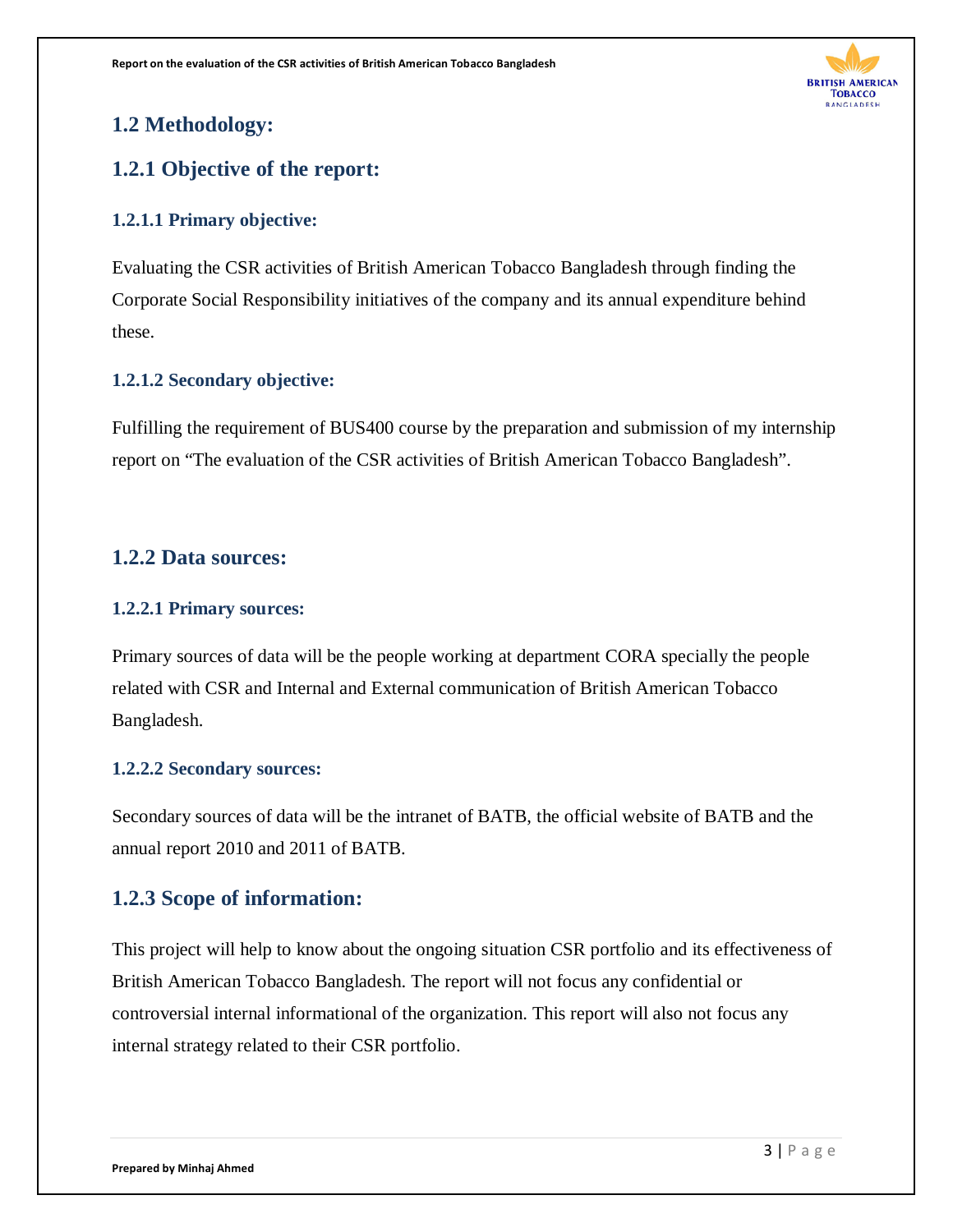## 1.2 Methodology:

### 1.2.1 Objective of the report:

#### 1.2.1.1 Primary objective:

Evaluating the CSR activities of British American Tobacco Bangladesh through finding the Corporate Social Responsibility initiatives of the company and its annual expenditure behind these.

#### 1.2.1.2 Secondary objective:

Fulfilling the requirement of BUS400 course by the preparation and submission of my internship report on "The evaluation of the CSR activities of British American Tobacco Bangladesh".

### 1.2.2 Data sources:

#### 1.2.2.1 Primary sources:

Primary sources of data will be the people working at department CORA specially the people related with CSR and Internal and External communication of British American Tobacco Bangladesh.

#### 1.2.2.2 Secondary sources:

Secondary sources of data will be the intranet of BATB, the official website of BATB and the annual report 2010 and 2011 of BATB.

### 1.2.3 Scope of information:

This project will help to know about the ongoing situation CSR portfolio and its effectiveness of British American Tobacco Bangladesh. The report will not focus any confidential or controversial internal informational of the organization. This report will also not focus any internal strategy related to their CSR portfolio.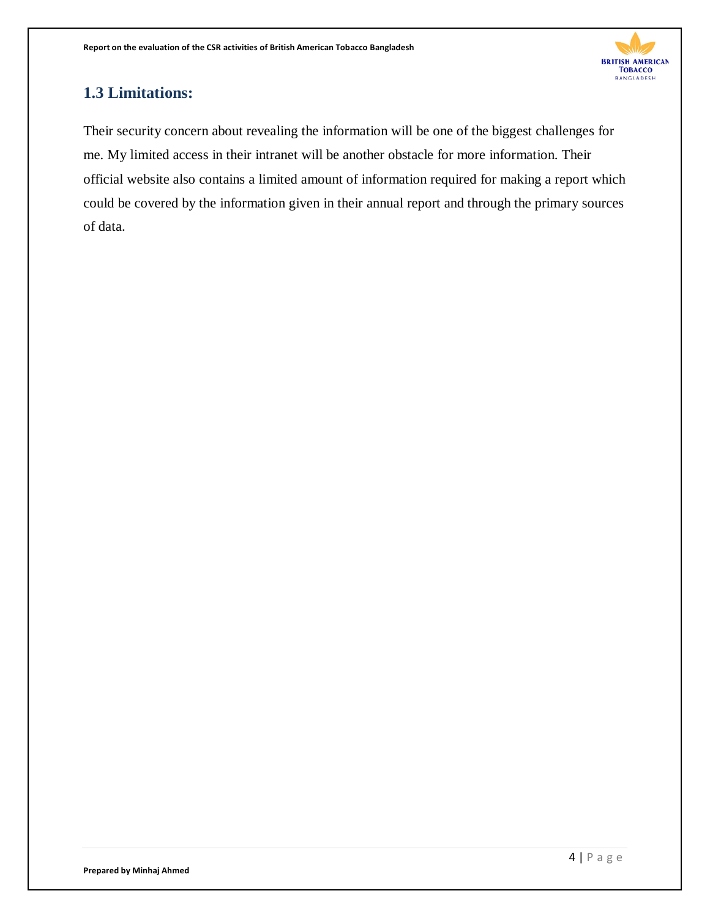## 1.3 Limitations:

Their security concern about revealing the information will be one of the biggest challenges for me. My limited access in their intranet will be another obstacle for more information. Their official website also contains a limited amount of information required for making a report which could be covered by the information given in their annual report and through the primary sources of data.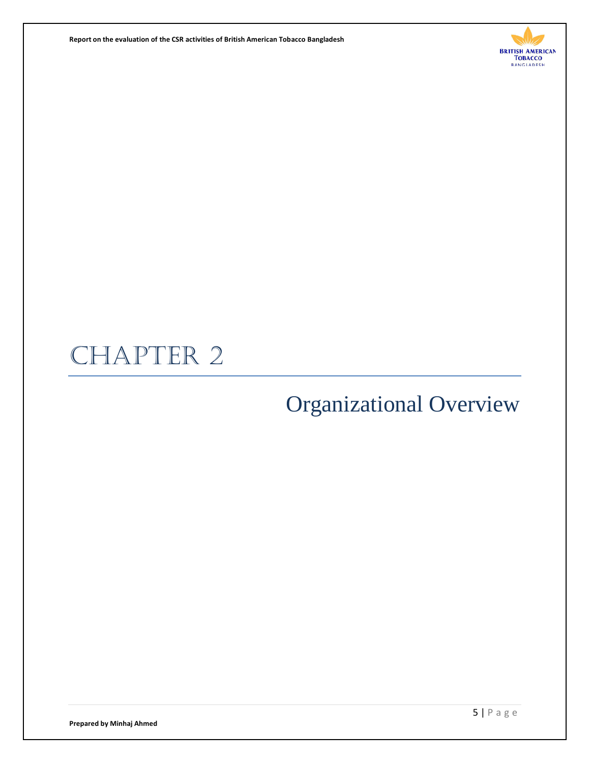# CHAPTER 2

## Organizational Overview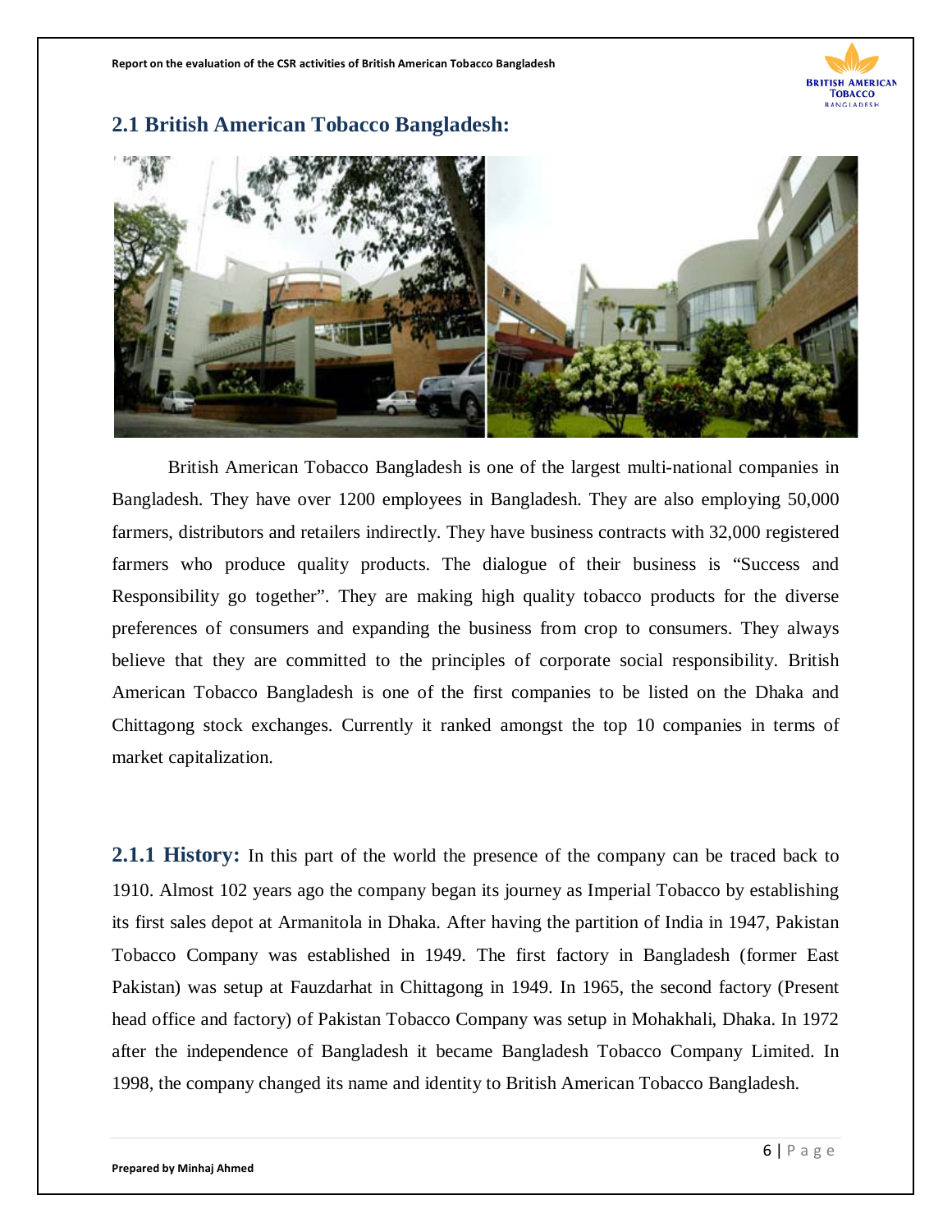## 2.1 British American Tobacco Bangladesh:

British American Tobacco Bangladesh is one of the largest multi-national companies in Bangladesh. They have over 1200 employees in Bangladesh. They are also employing 50,000 farmers, distributors and retailers indirectly. They have business contracts with 32,000 registered farmers who produce quality products. The dialogue of their business is "Success and Responsibility go together". They are making high quality tobacco products for the diverse preferences of consumers and expanding the business from crop to consumers. They always believe that they are committed to the principles of corporate social responsibility. British American Tobacco Bangladesh is one of the first companies to be listed on the Dhaka and Chittagong stock exchanges. Currently it ranked amongst the top 10 companies in terms of market capitalization.

**2.1.1 History:** In this part of the world the presence of the company can be traced back to 1910. Almost 102 years ago the company began its journey as Imperial Tobacco by establishing its first sales depot at Armanitola in Dhaka. After having the partition of India in 1947, Pakistan Tobacco Company was established in 1949. The first factory in Bangladesh (former East Pakistan) was setup at Fauzdarhat in Chittagong in 1949. In 1965, the second factory (Present head office and factory) of Pakistan Tobacco Company was setup in Mohakhali, Dhaka. In 1972 after the independence of Bangladesh it became Bangladesh Tobacco Company Limited. In 1998, the company changed its name and identity to British American Tobacco Bangladesh.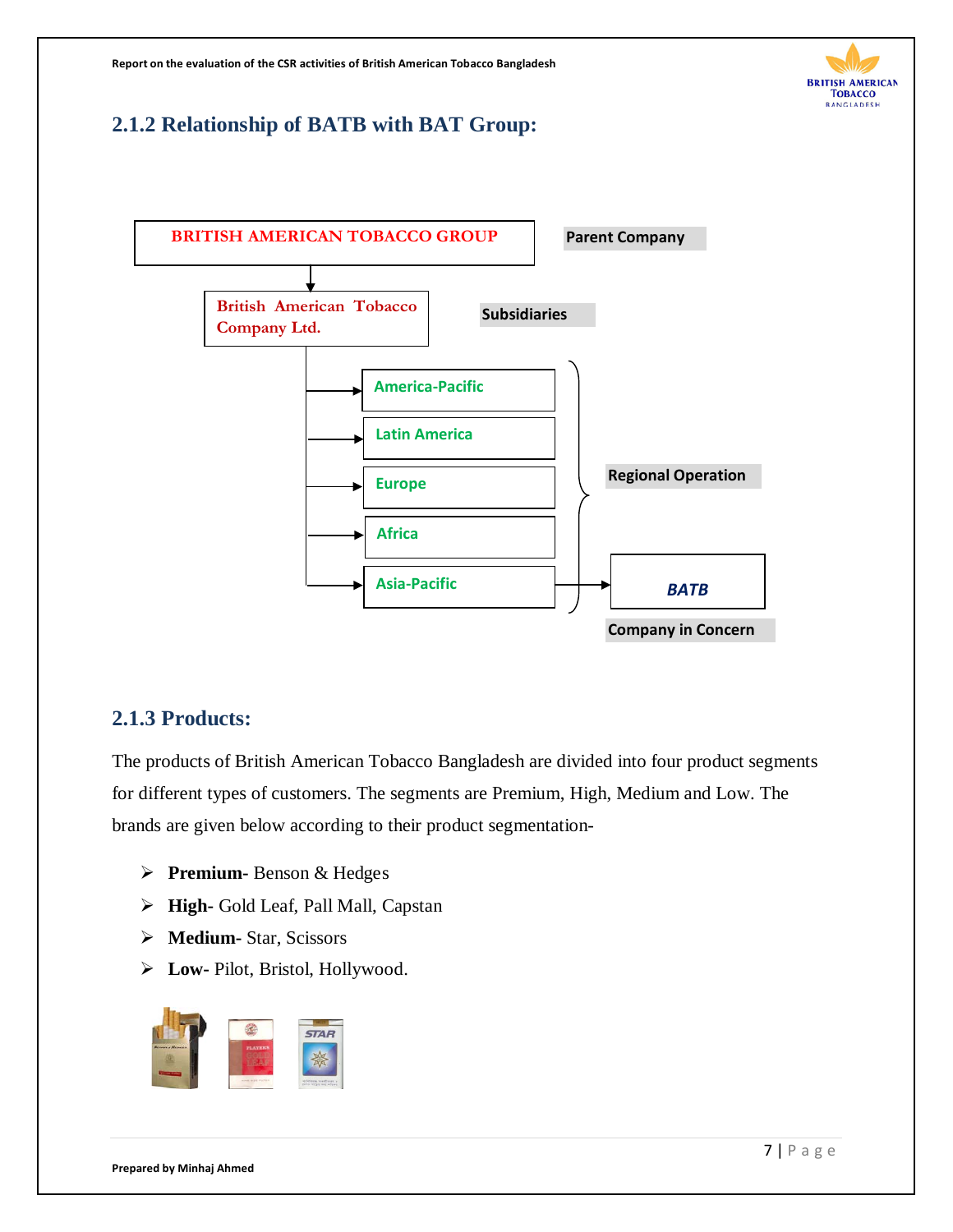## 2.1.2 Relationship of BATB with BAT Group:

- **BRITISH AMERICAN TOBACCO GROUP** — Parent Company
  - **British American Tobacco Company Ltd.** — Subsidiaries
    - Regional Operation:
      - America-Pacific
      - Latin America
      - Europe
      - Africa
      - Asia-Pacific
        - **BATB** — Company in Concern

## 2.1.3 Products:

The products of British American Tobacco Bangladesh are divided into four product segments for different types of customers. The segments are Premium, High, Medium and Low. The brands are given below according to their product segmentation-

- **Premium**- Benson & Hedges
- **High**- Gold Leaf, Pall Mall, Capstan
- **Medium**- Star, Scissors
- **Low**- Pilot, Bristol, Hollywood.

Prepared by Minhaj Ahmed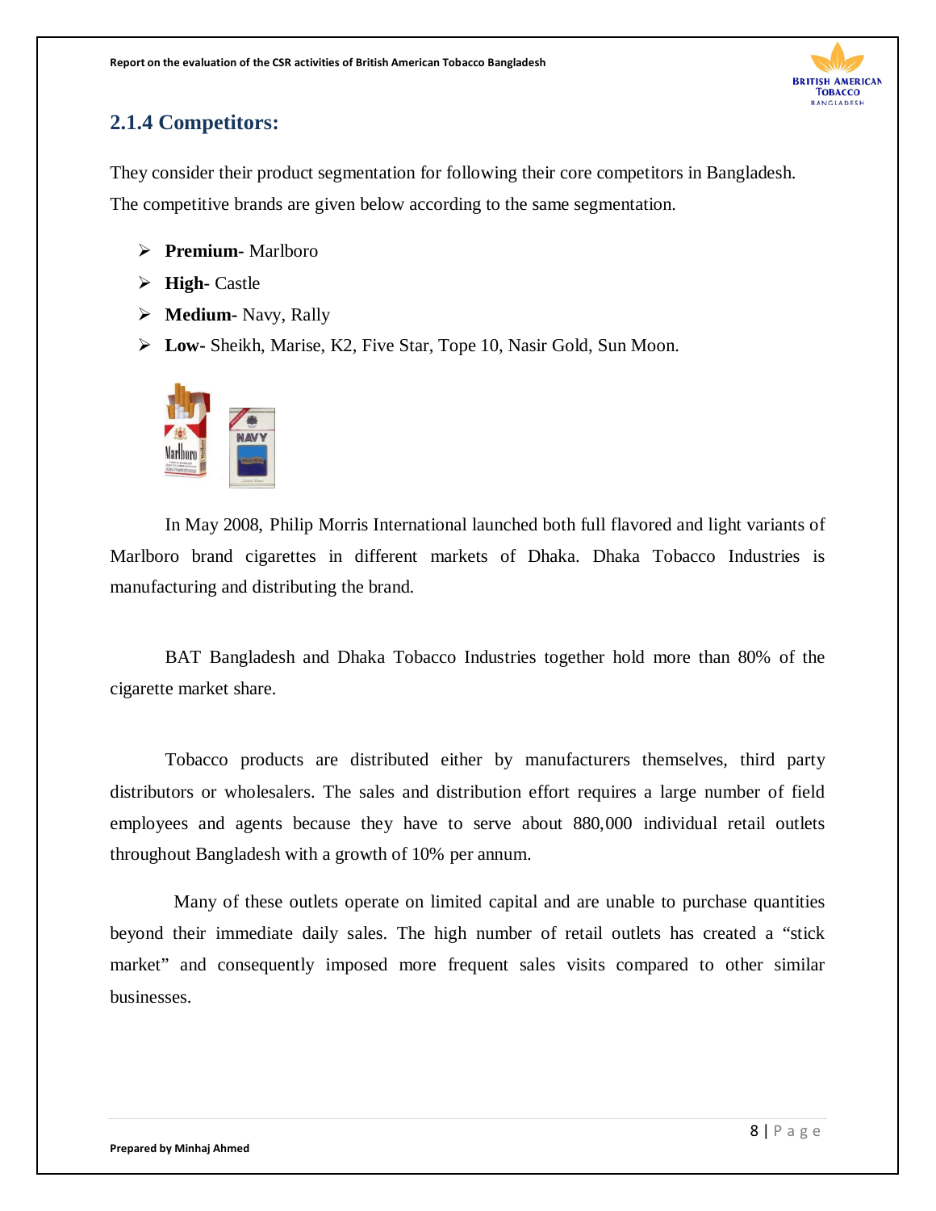### 2.1.4 Competitors:

They consider their product segmentation for following their core competitors in Bangladesh. The competitive brands are given below according to the same segmentation.

- **Premium-** Marlboro
- **High-** Castle
- **Medium-** Navy, Rally
- **Low-** Sheikh, Marise, K2, Five Star, Tope 10, Nasir Gold, Sun Moon.

In May 2008, Philip Morris International launched both full flavored and light variants of Marlboro brand cigarettes in different markets of Dhaka. Dhaka Tobacco Industries is manufacturing and distributing the brand.

BAT Bangladesh and Dhaka Tobacco Industries together hold more than 80% of the cigarette market share.

Tobacco products are distributed either by manufacturers themselves, third party distributors or wholesalers. The sales and distribution effort requires a large number of field employees and agents because they have to serve about 880,000 individual retail outlets throughout Bangladesh with a growth of 10% per annum.

Many of these outlets operate on limited capital and are unable to purchase quantities beyond their immediate daily sales. The high number of retail outlets has created a "stick market" and consequently imposed more frequent sales visits compared to other similar businesses.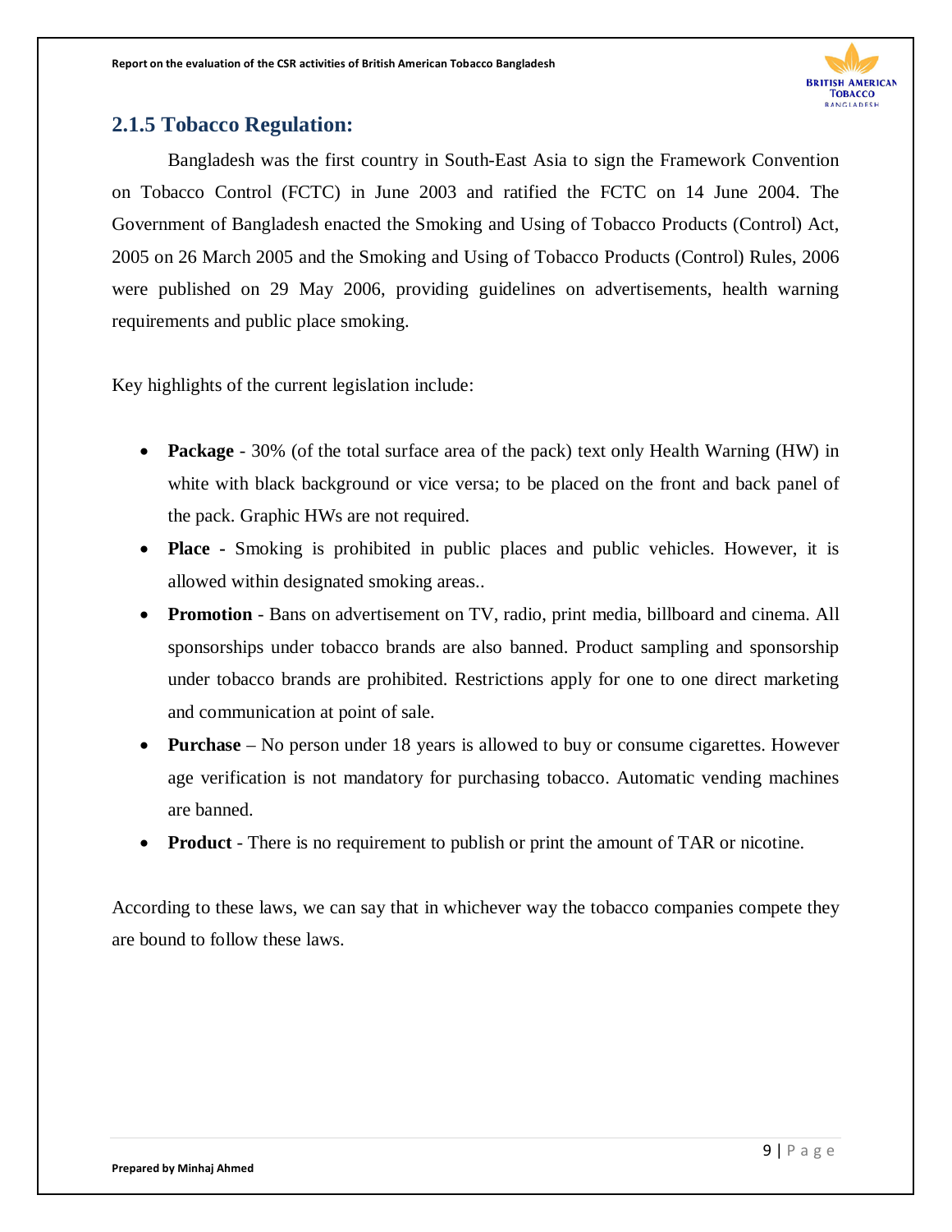### 2.1.5 Tobacco Regulation:

Bangladesh was the first country in South-East Asia to sign the Framework Convention on Tobacco Control (FCTC) in June 2003 and ratified the FCTC on 14 June 2004. The Government of Bangladesh enacted the Smoking and Using of Tobacco Products (Control) Act, 2005 on 26 March 2005 and the Smoking and Using of Tobacco Products (Control) Rules, 2006 were published on 29 May 2006, providing guidelines on advertisements, health warning requirements and public place smoking.

Key highlights of the current legislation include:

- **Package** - 30% (of the total surface area of the pack) text only Health Warning (HW) in white with black background or vice versa; to be placed on the front and back panel of the pack. Graphic HWs are not required.
- **Place** - Smoking is prohibited in public places and public vehicles. However, it is allowed within designated smoking areas..
- **Promotion** - Bans on advertisement on TV, radio, print media, billboard and cinema. All sponsorships under tobacco brands are also banned. Product sampling and sponsorship under tobacco brands are prohibited. Restrictions apply for one to one direct marketing and communication at point of sale.
- **Purchase** – No person under 18 years is allowed to buy or consume cigarettes. However age verification is not mandatory for purchasing tobacco. Automatic vending machines are banned.
- **Product** - There is no requirement to publish or print the amount of TAR or nicotine.

According to these laws, we can say that in whichever way the tobacco companies compete they are bound to follow these laws.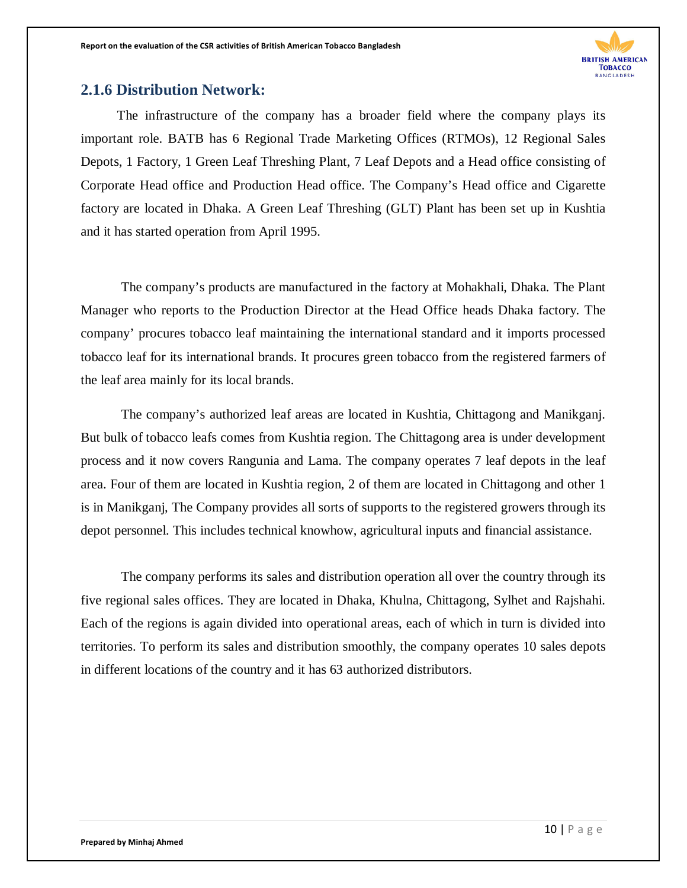## 2.1.6 Distribution Network:

The infrastructure of the company has a broader field where the company plays its important role. BATB has 6 Regional Trade Marketing Offices (RTMOs), 12 Regional Sales Depots, 1 Factory, 1 Green Leaf Threshing Plant, 7 Leaf Depots and a Head office consisting of Corporate Head office and Production Head office. The Company's Head office and Cigarette factory are located in Dhaka. A Green Leaf Threshing (GLT) Plant has been set up in Kushtia and it has started operation from April 1995.

The company's products are manufactured in the factory at Mohakhali, Dhaka. The Plant Manager who reports to the Production Director at the Head Office heads Dhaka factory. The company' procures tobacco leaf maintaining the international standard and it imports processed tobacco leaf for its international brands. It procures green tobacco from the registered farmers of the leaf area mainly for its local brands.

The company's authorized leaf areas are located in Kushtia, Chittagong and Manikganj. But bulk of tobacco leafs comes from Kushtia region. The Chittagong area is under development process and it now covers Rangunia and Lama. The company operates 7 leaf depots in the leaf area. Four of them are located in Kushtia region, 2 of them are located in Chittagong and other 1 is in Manikganj, The Company provides all sorts of supports to the registered growers through its depot personnel. This includes technical knowhow, agricultural inputs and financial assistance.

The company performs its sales and distribution operation all over the country through its five regional sales offices. They are located in Dhaka, Khulna, Chittagong, Sylhet and Rajshahi. Each of the regions is again divided into operational areas, each of which in turn is divided into territories. To perform its sales and distribution smoothly, the company operates 10 sales depots in different locations of the country and it has 63 authorized distributors.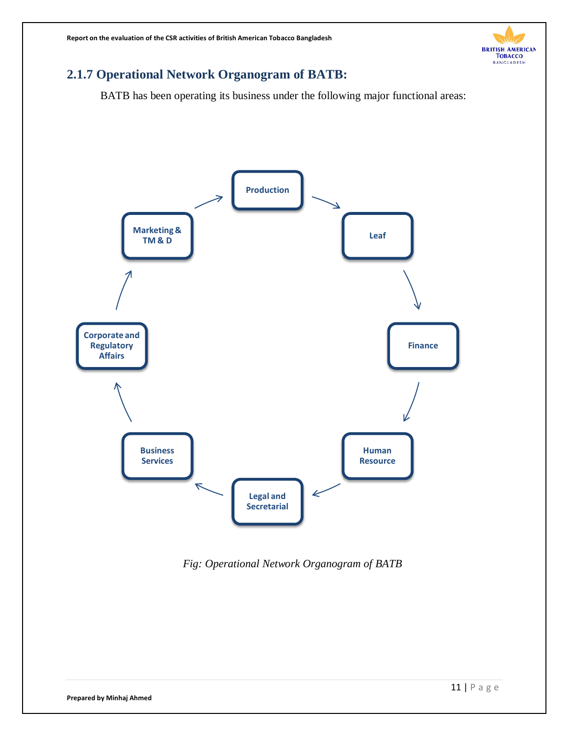## 2.1.7 Operational Network Organogram of BATB:

BATB has been operating its business under the following major functional areas:

- Production
- Leaf
- Finance
- Human Resource
- Legal and Secretarial
- Business Services
- Corporate and Regulatory Affairs
- Marketing & TM & D

*Fig: Operational Network Organogram of BATB*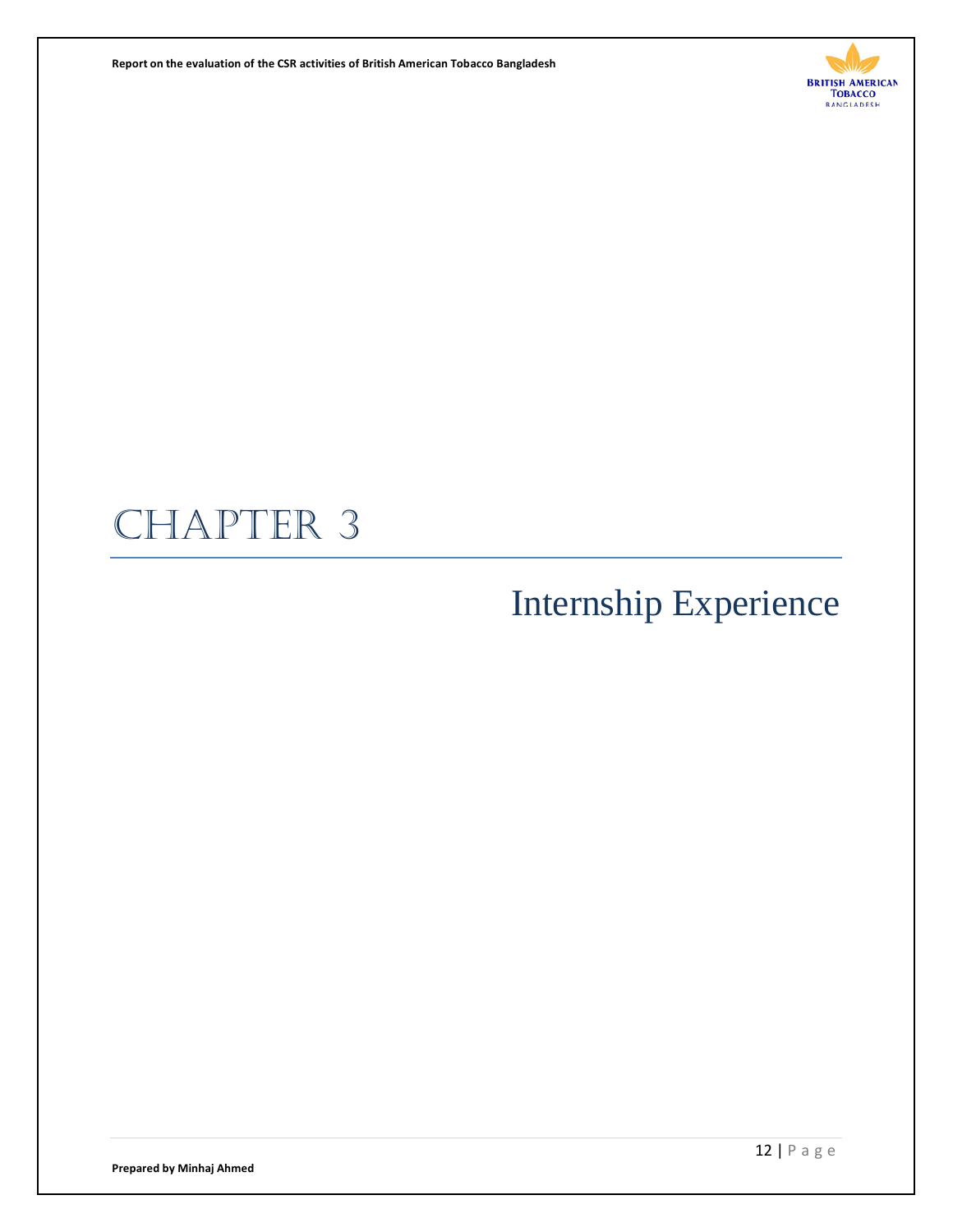# CHAPTER 3

## Internship Experience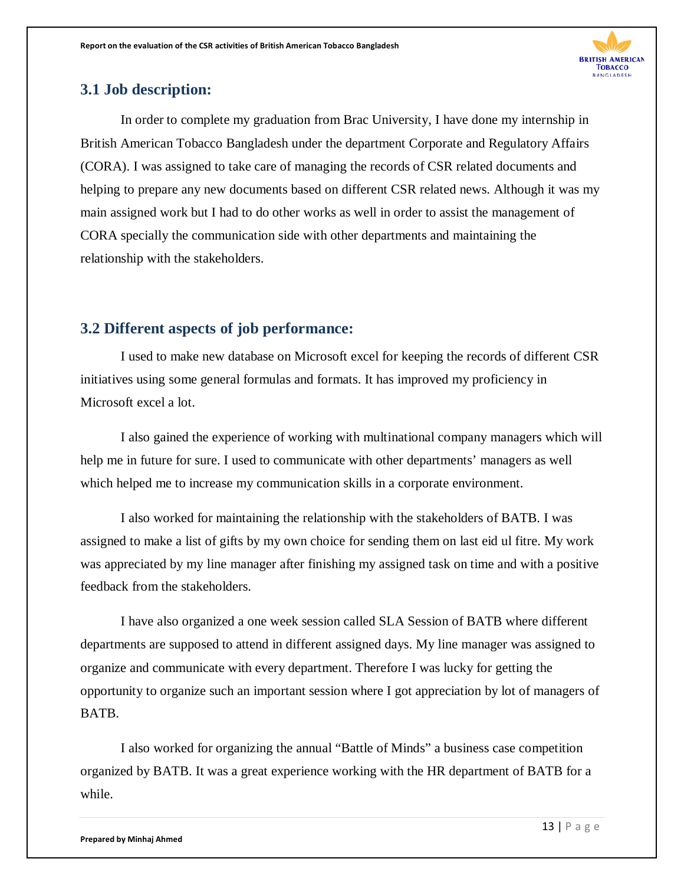## 3.1 Job description:

In order to complete my graduation from Brac University, I have done my internship in British American Tobacco Bangladesh under the department Corporate and Regulatory Affairs (CORA). I was assigned to take care of managing the records of CSR related documents and helping to prepare any new documents based on different CSR related news. Although it was my main assigned work but I had to do other works as well in order to assist the management of CORA specially the communication side with other departments and maintaining the relationship with the stakeholders.

## 3.2 Different aspects of job performance:

I used to make new database on Microsoft excel for keeping the records of different CSR initiatives using some general formulas and formats. It has improved my proficiency in Microsoft excel a lot.

I also gained the experience of working with multinational company managers which will help me in future for sure. I used to communicate with other departments' managers as well which helped me to increase my communication skills in a corporate environment.

I also worked for maintaining the relationship with the stakeholders of BATB. I was assigned to make a list of gifts by my own choice for sending them on last eid ul fitre. My work was appreciated by my line manager after finishing my assigned task on time and with a positive feedback from the stakeholders.

I have also organized a one week session called SLA Session of BATB where different departments are supposed to attend in different assigned days. My line manager was assigned to organize and communicate with every department. Therefore I was lucky for getting the opportunity to organize such an important session where I got appreciation by lot of managers of BATB.

I also worked for organizing the annual "Battle of Minds" a business case competition organized by BATB. It was a great experience working with the HR department of BATB for a while.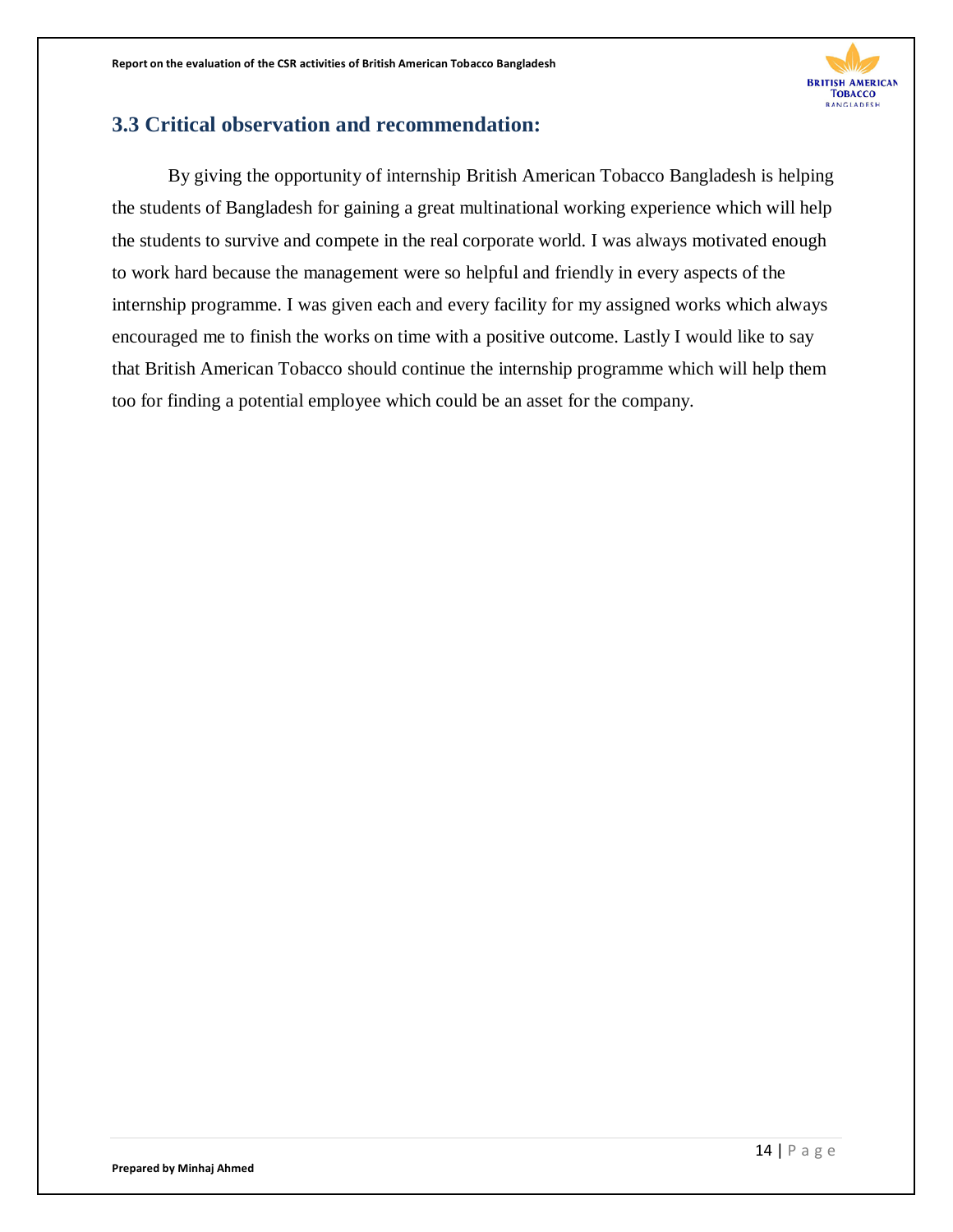## 3.3 Critical observation and recommendation:

By giving the opportunity of internship British American Tobacco Bangladesh is helping the students of Bangladesh for gaining a great multinational working experience which will help the students to survive and compete in the real corporate world. I was always motivated enough to work hard because the management were so helpful and friendly in every aspects of the internship programme. I was given each and every facility for my assigned works which always encouraged me to finish the works on time with a positive outcome. Lastly I would like to say that British American Tobacco should continue the internship programme which will help them too for finding a potential employee which could be an asset for the company.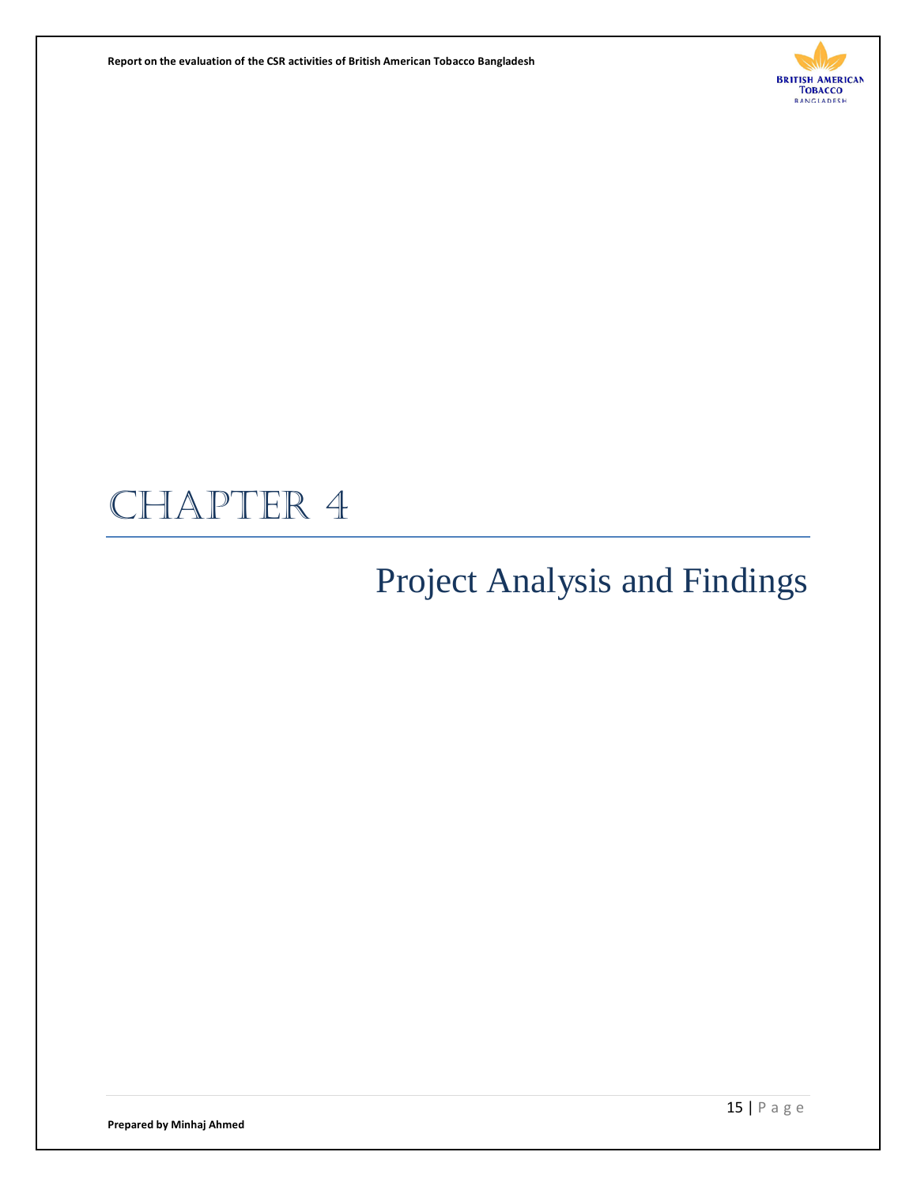# Chapter 4

## Project Analysis and Findings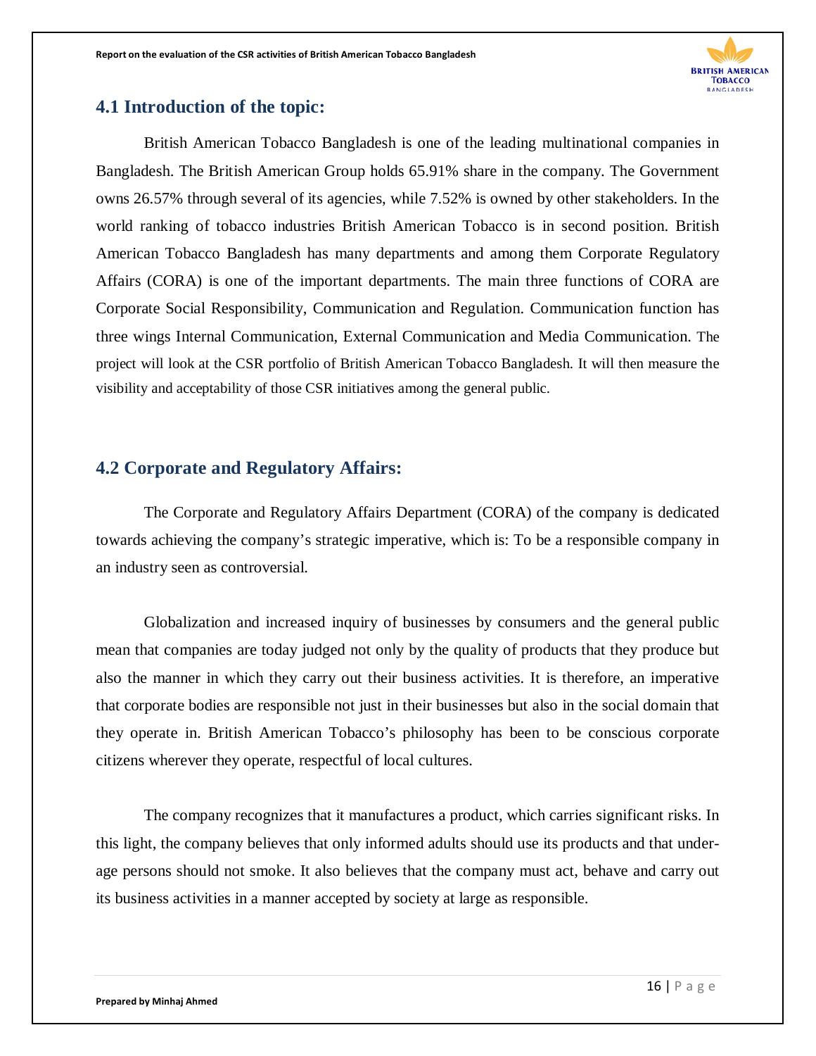## 4.1 Introduction of the topic:

British American Tobacco Bangladesh is one of the leading multinational companies in Bangladesh. The British American Group holds 65.91% share in the company. The Government owns 26.57% through several of its agencies, while 7.52% is owned by other stakeholders. In the world ranking of tobacco industries British American Tobacco is in second position. British American Tobacco Bangladesh has many departments and among them Corporate Regulatory Affairs (CORA) is one of the important departments. The main three functions of CORA are Corporate Social Responsibility, Communication and Regulation. Communication function has three wings Internal Communication, External Communication and Media Communication. The project will look at the CSR portfolio of British American Tobacco Bangladesh. It will then measure the visibility and acceptability of those CSR initiatives among the general public.

## 4.2 Corporate and Regulatory Affairs:

The Corporate and Regulatory Affairs Department (CORA) of the company is dedicated towards achieving the company's strategic imperative, which is: To be a responsible company in an industry seen as controversial.

Globalization and increased inquiry of businesses by consumers and the general public mean that companies are today judged not only by the quality of products that they produce but also the manner in which they carry out their business activities. It is therefore, an imperative that corporate bodies are responsible not just in their businesses but also in the social domain that they operate in. British American Tobacco's philosophy has been to be conscious corporate citizens wherever they operate, respectful of local cultures.

The company recognizes that it manufactures a product, which carries significant risks. In this light, the company believes that only informed adults should use its products and that under-age persons should not smoke. It also believes that the company must act, behave and carry out its business activities in a manner accepted by society at large as responsible.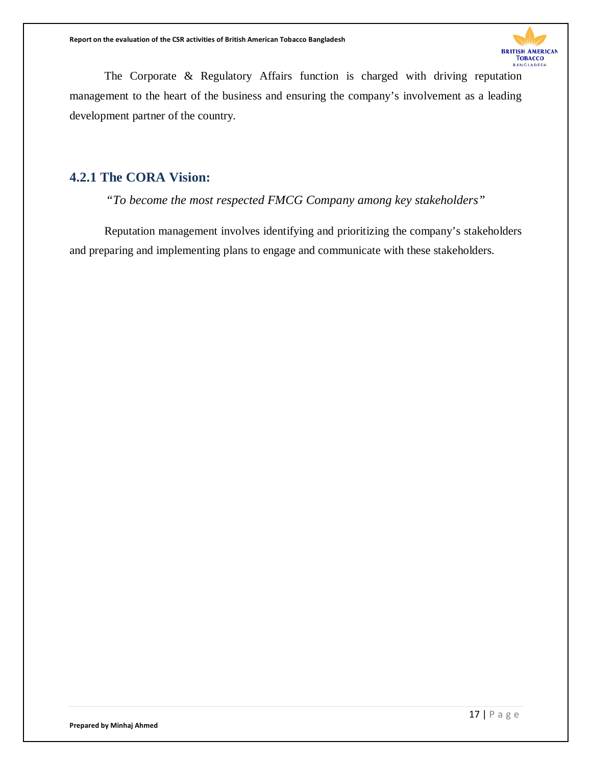The Corporate & Regulatory Affairs function is charged with driving reputation management to the heart of the business and ensuring the company's involvement as a leading development partner of the country.

### 4.2.1 The CORA Vision:

*"To become the most respected FMCG Company among key stakeholders"*

Reputation management involves identifying and prioritizing the company's stakeholders and preparing and implementing plans to engage and communicate with these stakeholders.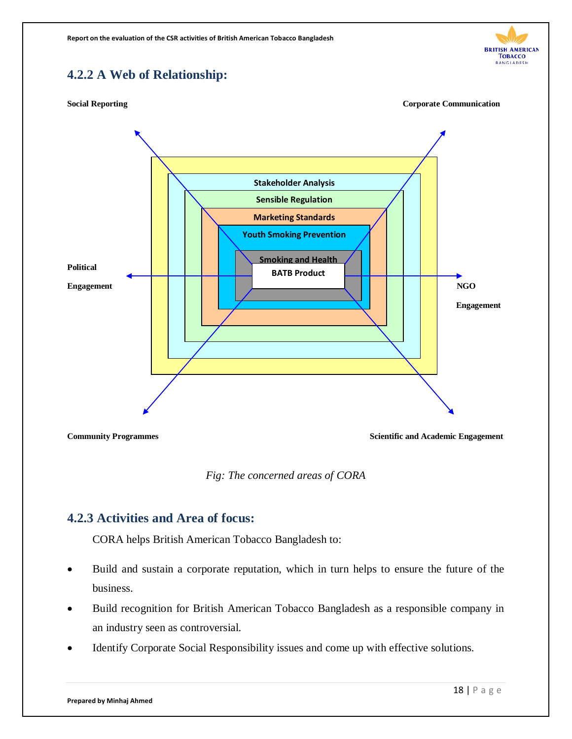## 4.2.2 A Web of Relationship:

**Social Reporting**

**Corporate Communication**

Stakeholder Analysis

Sensible Regulation

Marketing Standards

Youth Smoking Prevention

Smoking and Health

BATB Product

**Political Engagement**

**NGO Engagement**

**Community Programmes**

**Scientific and Academic Engagement**

*Fig: The concerned areas of CORA*

## 4.2.3 Activities and Area of focus:

CORA helps British American Tobacco Bangladesh to:

- Build and sustain a corporate reputation, which in turn helps to ensure the future of the business.
- Build recognition for British American Tobacco Bangladesh as a responsible company in an industry seen as controversial.
- Identify Corporate Social Responsibility issues and come up with effective solutions.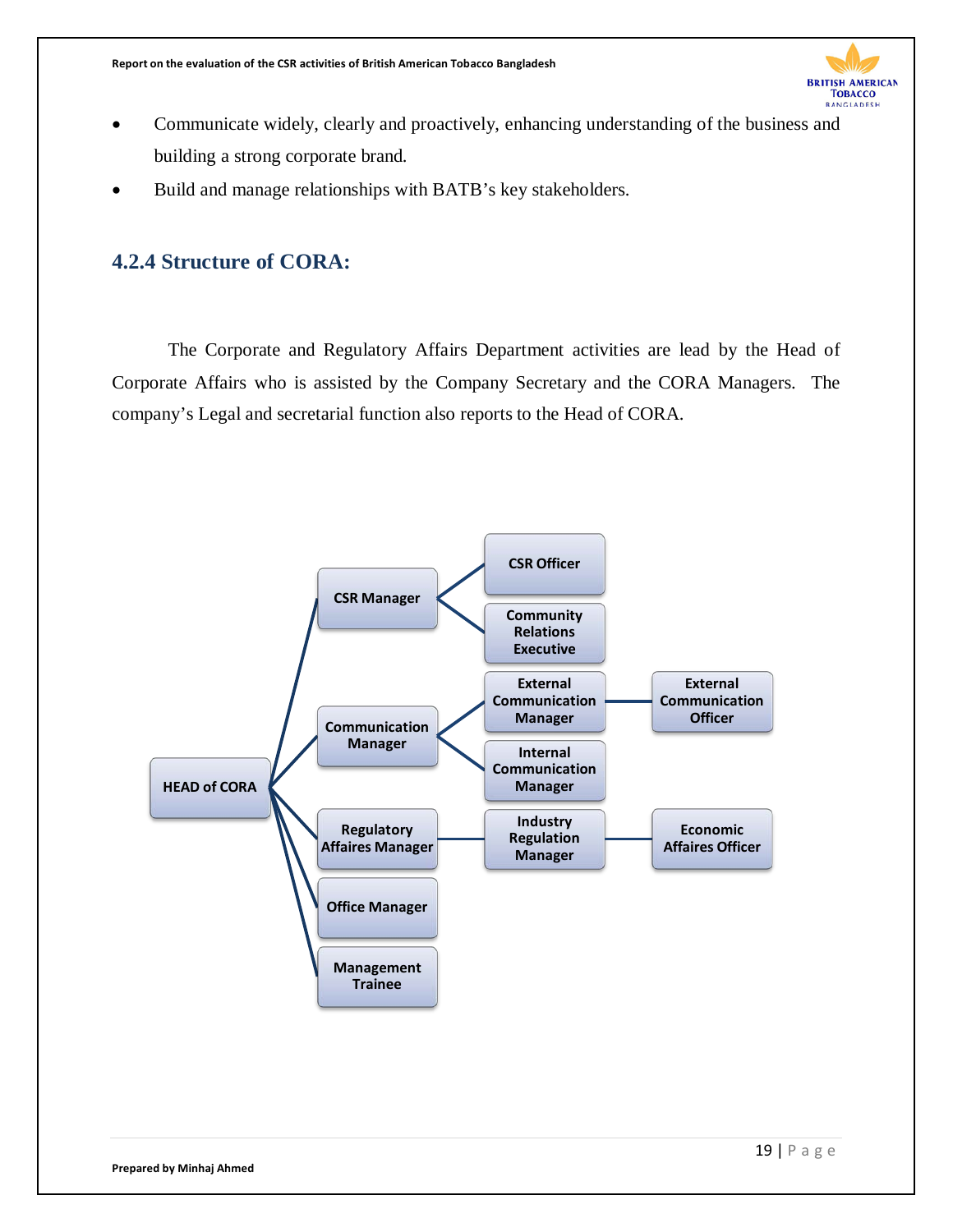- Communicate widely, clearly and proactively, enhancing understanding of the business and building a strong corporate brand.
- Build and manage relationships with BATB's key stakeholders.

### 4.2.4 Structure of CORA:

The Corporate and Regulatory Affairs Department activities are lead by the Head of Corporate Affairs who is assisted by the Company Secretary and the CORA Managers. The company's Legal and secretarial function also reports to the Head of CORA.

- HEAD of CORA
  - CSR Manager
    - CSR Officer
    - Community Relations Executive
  - Communication Manager
    - External Communication Manager
      - External Communication Officer
    - Internal Communication Manager
  - Regulatory Affaires Manager
    - Industry Regulation Manager
      - Economic Affaires Officer
  - Office Manager
  - Management Trainee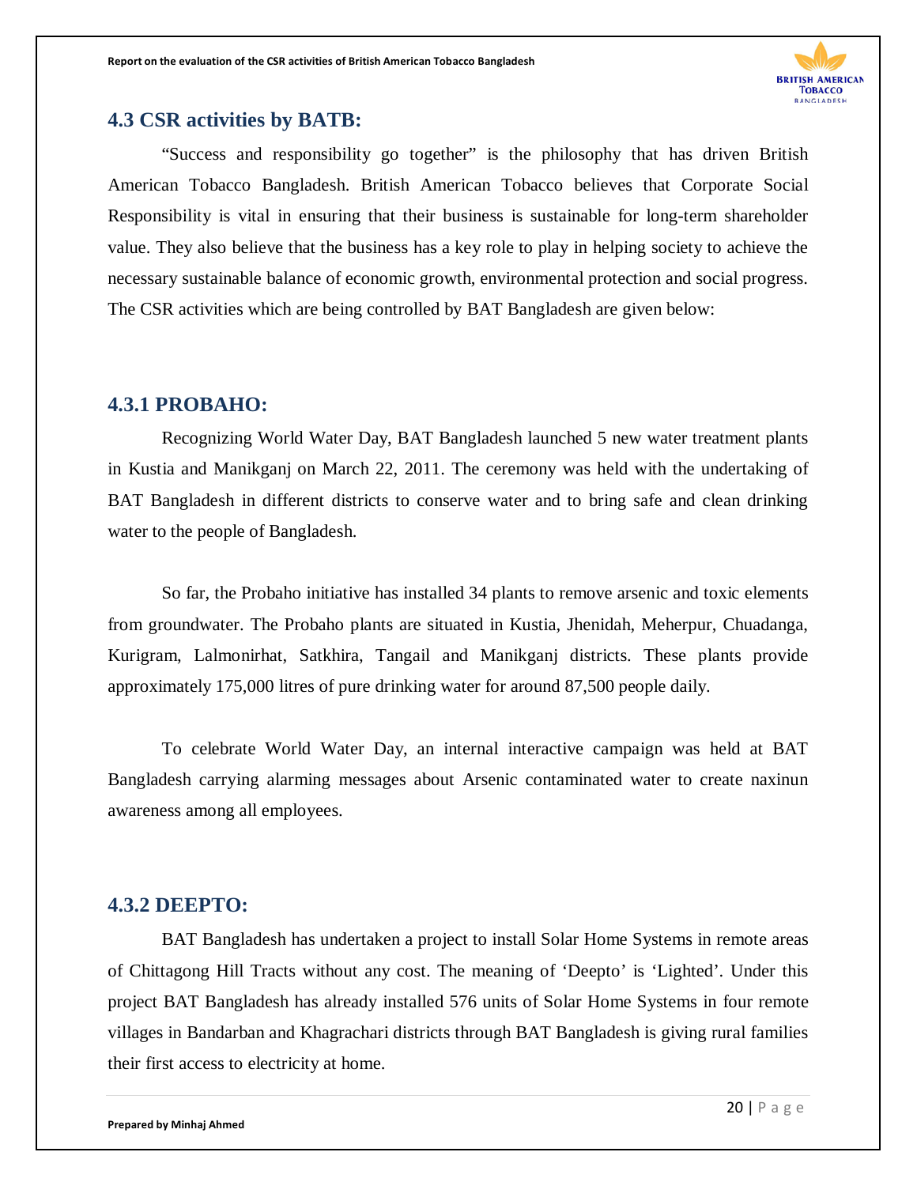## 4.3 CSR activities by BATB:

"Success and responsibility go together" is the philosophy that has driven British American Tobacco Bangladesh. British American Tobacco believes that Corporate Social Responsibility is vital in ensuring that their business is sustainable for long-term shareholder value. They also believe that the business has a key role to play in helping society to achieve the necessary sustainable balance of economic growth, environmental protection and social progress. The CSR activities which are being controlled by BAT Bangladesh are given below:

### 4.3.1 PROBAHO:

Recognizing World Water Day, BAT Bangladesh launched 5 new water treatment plants in Kustia and Manikganj on March 22, 2011. The ceremony was held with the undertaking of BAT Bangladesh in different districts to conserve water and to bring safe and clean drinking water to the people of Bangladesh.

So far, the Probaho initiative has installed 34 plants to remove arsenic and toxic elements from groundwater. The Probaho plants are situated in Kustia, Jhenidah, Meherpur, Chuadanga, Kurigram, Lalmonirhat, Satkhira, Tangail and Manikganj districts. These plants provide approximately 175,000 litres of pure drinking water for around 87,500 people daily.

To celebrate World Water Day, an internal interactive campaign was held at BAT Bangladesh carrying alarming messages about Arsenic contaminated water to create naxinun awareness among all employees.

### 4.3.2 DEEPTO:

BAT Bangladesh has undertaken a project to install Solar Home Systems in remote areas of Chittagong Hill Tracts without any cost. The meaning of 'Deepto' is 'Lighted'. Under this project BAT Bangladesh has already installed 576 units of Solar Home Systems in four remote villages in Bandarban and Khagrachari districts through BAT Bangladesh is giving rural families their first access to electricity at home.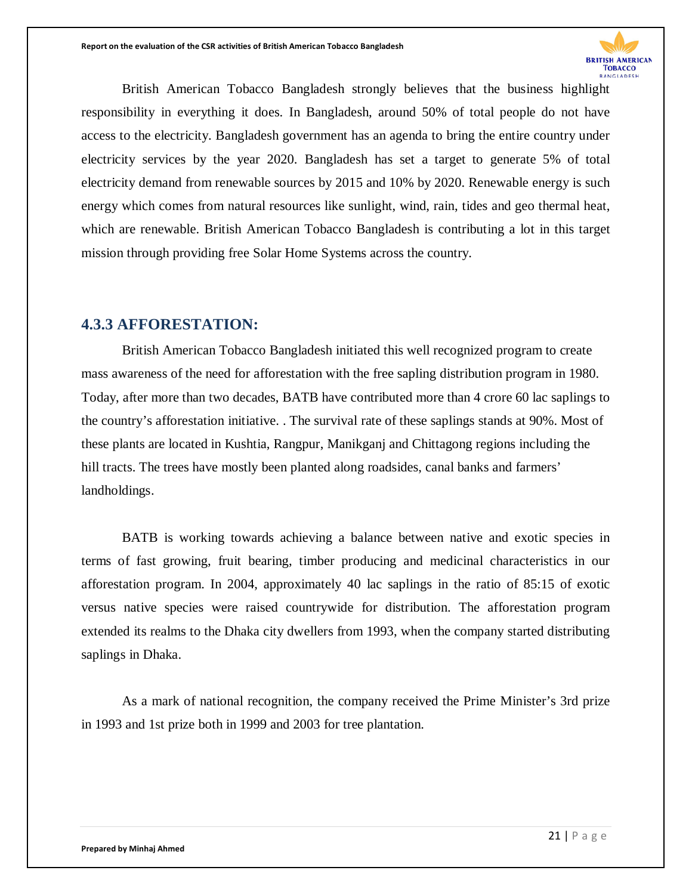British American Tobacco Bangladesh strongly believes that the business highlight responsibility in everything it does. In Bangladesh, around 50% of total people do not have access to the electricity. Bangladesh government has an agenda to bring the entire country under electricity services by the year 2020. Bangladesh has set a target to generate 5% of total electricity demand from renewable sources by 2015 and 10% by 2020. Renewable energy is such energy which comes from natural resources like sunlight, wind, rain, tides and geo thermal heat, which are renewable. British American Tobacco Bangladesh is contributing a lot in this target mission through providing free Solar Home Systems across the country.

### 4.3.3 AFFORESTATION:

British American Tobacco Bangladesh initiated this well recognized program to create mass awareness of the need for afforestation with the free sapling distribution program in 1980. Today, after more than two decades, BATB have contributed more than 4 crore 60 lac saplings to the country's afforestation initiative. . The survival rate of these saplings stands at 90%. Most of these plants are located in Kushtia, Rangpur, Manikganj and Chittagong regions including the hill tracts. The trees have mostly been planted along roadsides, canal banks and farmers' landholdings.

BATB is working towards achieving a balance between native and exotic species in terms of fast growing, fruit bearing, timber producing and medicinal characteristics in our afforestation program. In 2004, approximately 40 lac saplings in the ratio of 85:15 of exotic versus native species were raised countrywide for distribution. The afforestation program extended its realms to the Dhaka city dwellers from 1993, when the company started distributing saplings in Dhaka.

As a mark of national recognition, the company received the Prime Minister's 3rd prize in 1993 and 1st prize both in 1999 and 2003 for tree plantation.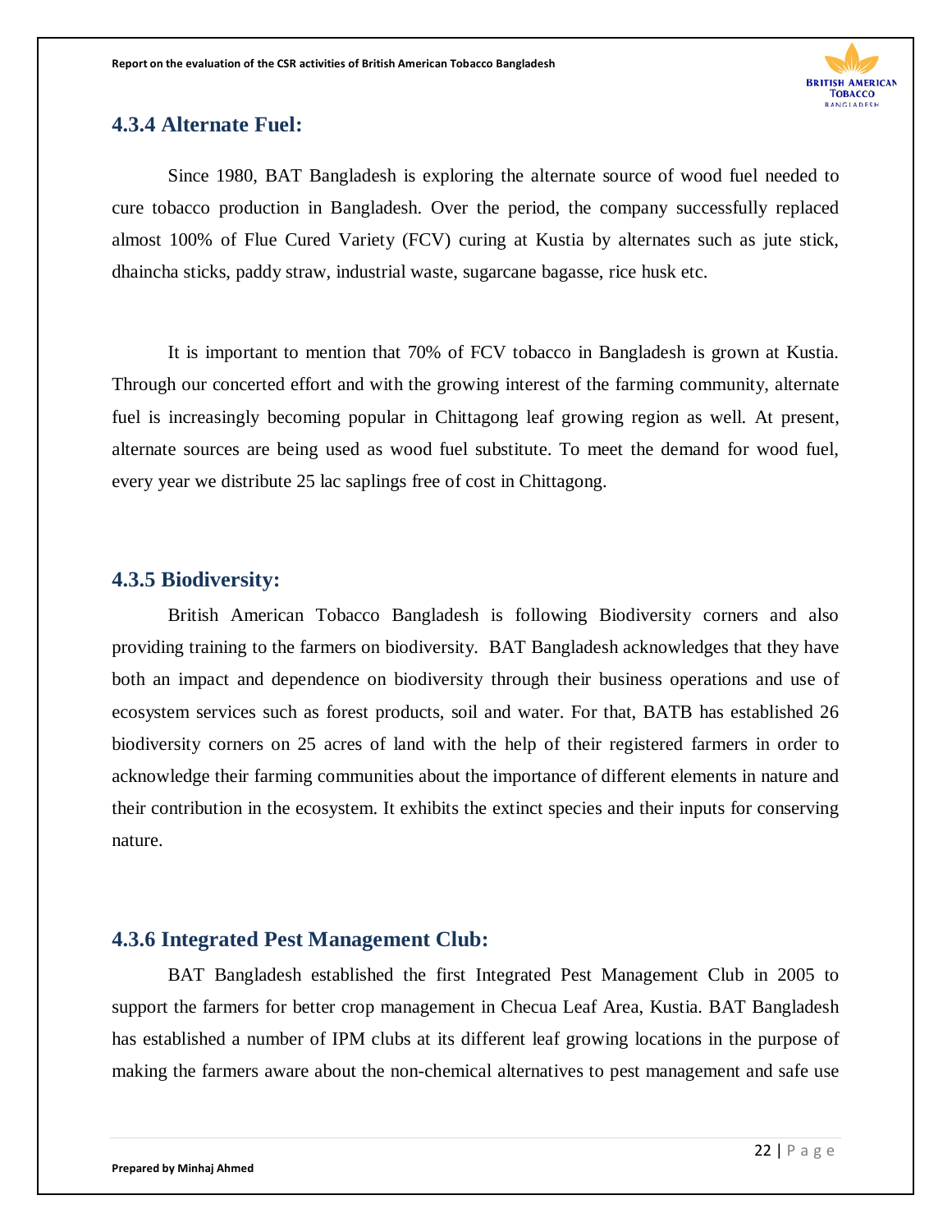### 4.3.4 Alternate Fuel:

Since 1980, BAT Bangladesh is exploring the alternate source of wood fuel needed to cure tobacco production in Bangladesh. Over the period, the company successfully replaced almost 100% of Flue Cured Variety (FCV) curing at Kustia by alternates such as jute stick, dhaincha sticks, paddy straw, industrial waste, sugarcane bagasse, rice husk etc.

It is important to mention that 70% of FCV tobacco in Bangladesh is grown at Kustia. Through our concerted effort and with the growing interest of the farming community, alternate fuel is increasingly becoming popular in Chittagong leaf growing region as well. At present, alternate sources are being used as wood fuel substitute. To meet the demand for wood fuel, every year we distribute 25 lac saplings free of cost in Chittagong.

### 4.3.5 Biodiversity:

British American Tobacco Bangladesh is following Biodiversity corners and also providing training to the farmers on biodiversity. BAT Bangladesh acknowledges that they have both an impact and dependence on biodiversity through their business operations and use of ecosystem services such as forest products, soil and water. For that, BATB has established 26 biodiversity corners on 25 acres of land with the help of their registered farmers in order to acknowledge their farming communities about the importance of different elements in nature and their contribution in the ecosystem. It exhibits the extinct species and their inputs for conserving nature.

### 4.3.6 Integrated Pest Management Club:

BAT Bangladesh established the first Integrated Pest Management Club in 2005 to support the farmers for better crop management in Checua Leaf Area, Kustia. BAT Bangladesh has established a number of IPM clubs at its different leaf growing locations in the purpose of making the farmers aware about the non-chemical alternatives to pest management and safe use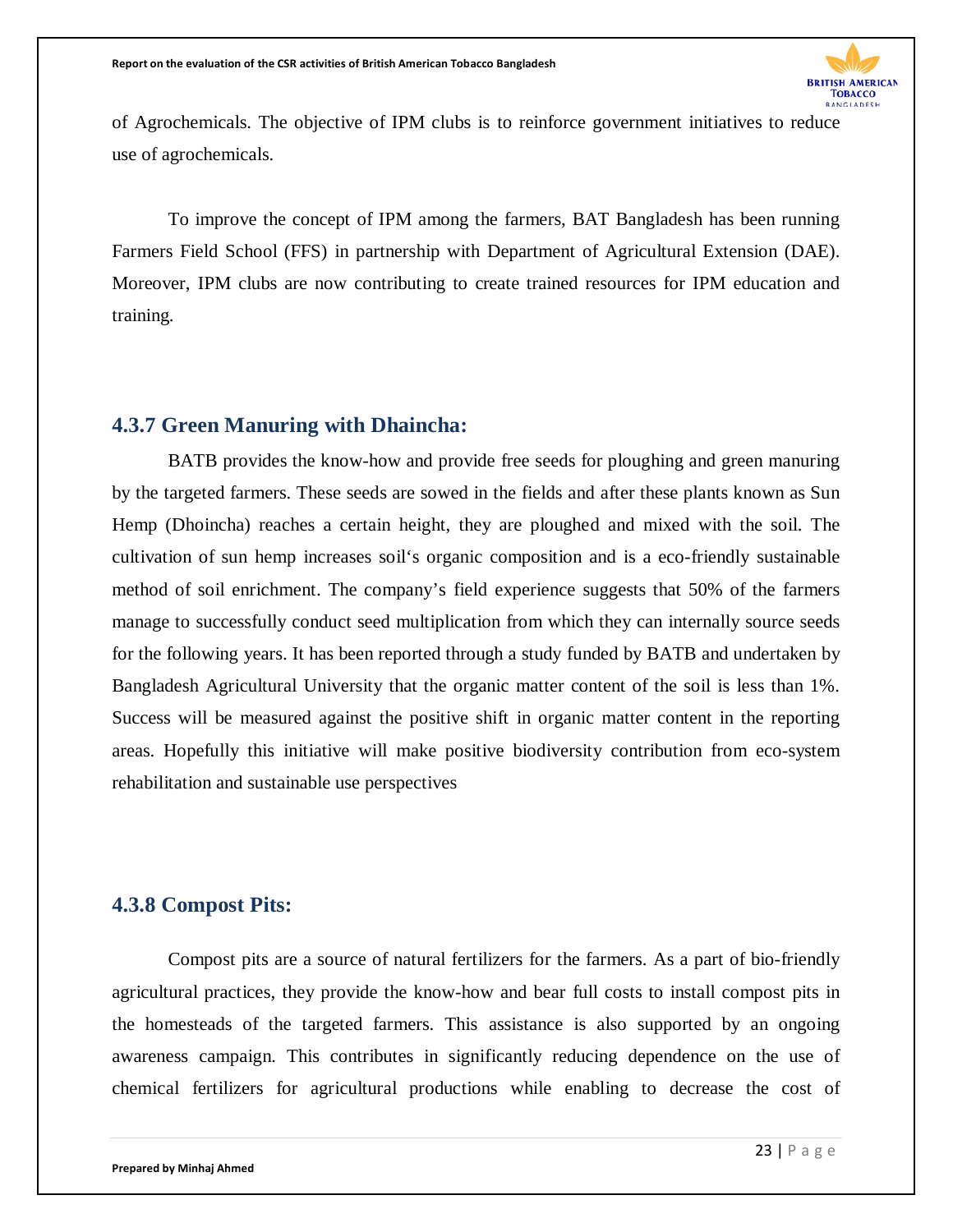of Agrochemicals. The objective of IPM clubs is to reinforce government initiatives to reduce use of agrochemicals.

To improve the concept of IPM among the farmers, BAT Bangladesh has been running Farmers Field School (FFS) in partnership with Department of Agricultural Extension (DAE). Moreover, IPM clubs are now contributing to create trained resources for IPM education and training.

### 4.3.7 Green Manuring with Dhaincha:

BATB provides the know-how and provide free seeds for ploughing and green manuring by the targeted farmers. These seeds are sowed in the fields and after these plants known as Sun Hemp (Dhoincha) reaches a certain height, they are ploughed and mixed with the soil. The cultivation of sun hemp increases soil's organic composition and is a eco-friendly sustainable method of soil enrichment. The company's field experience suggests that 50% of the farmers manage to successfully conduct seed multiplication from which they can internally source seeds for the following years. It has been reported through a study funded by BATB and undertaken by Bangladesh Agricultural University that the organic matter content of the soil is less than 1%. Success will be measured against the positive shift in organic matter content in the reporting areas. Hopefully this initiative will make positive biodiversity contribution from eco-system rehabilitation and sustainable use perspectives

### 4.3.8 Compost Pits:

Compost pits are a source of natural fertilizers for the farmers. As a part of bio-friendly agricultural practices, they provide the know-how and bear full costs to install compost pits in the homesteads of the targeted farmers. This assistance is also supported by an ongoing awareness campaign. This contributes in significantly reducing dependence on the use of chemical fertilizers for agricultural productions while enabling to decrease the cost of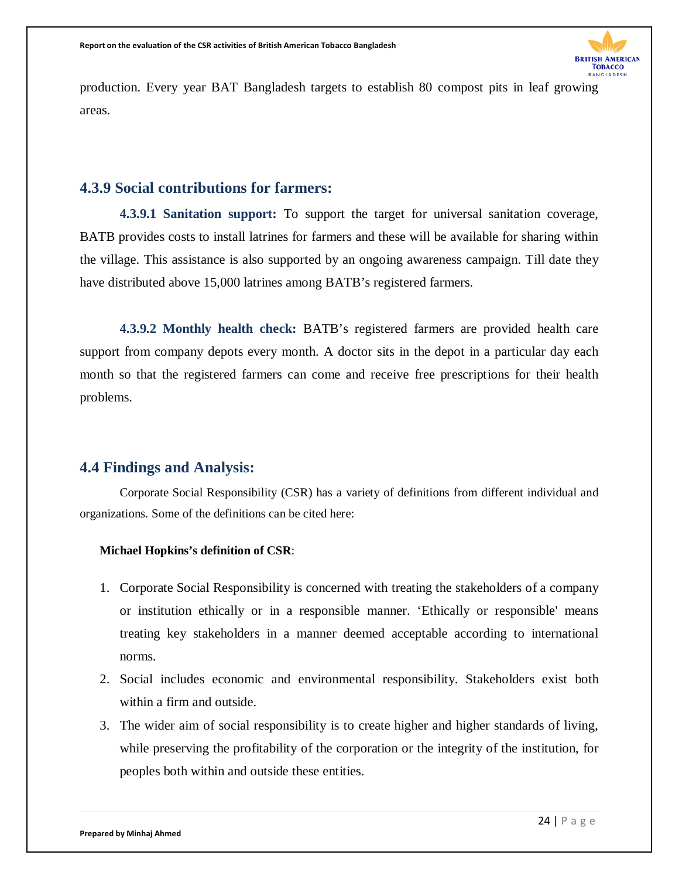production. Every year BAT Bangladesh targets to establish 80 compost pits in leaf growing areas.

## 4.3.9 Social contributions for farmers:

**4.3.9.1 Sanitation support:** To support the target for universal sanitation coverage, BATB provides costs to install latrines for farmers and these will be available for sharing within the village. This assistance is also supported by an ongoing awareness campaign. Till date they have distributed above 15,000 latrines among BATB's registered farmers.

**4.3.9.2 Monthly health check:** BATB's registered farmers are provided health care support from company depots every month. A doctor sits in the depot in a particular day each month so that the registered farmers can come and receive free prescriptions for their health problems.

## 4.4 Findings and Analysis:

Corporate Social Responsibility (CSR) has a variety of definitions from different individual and organizations. Some of the definitions can be cited here:

**Michael Hopkins's definition of CSR**:

1. Corporate Social Responsibility is concerned with treating the stakeholders of a company or institution ethically or in a responsible manner. 'Ethically or responsible' means treating key stakeholders in a manner deemed acceptable according to international norms.
2. Social includes economic and environmental responsibility. Stakeholders exist both within a firm and outside.
3. The wider aim of social responsibility is to create higher and higher standards of living, while preserving the profitability of the corporation or the integrity of the institution, for peoples both within and outside these entities.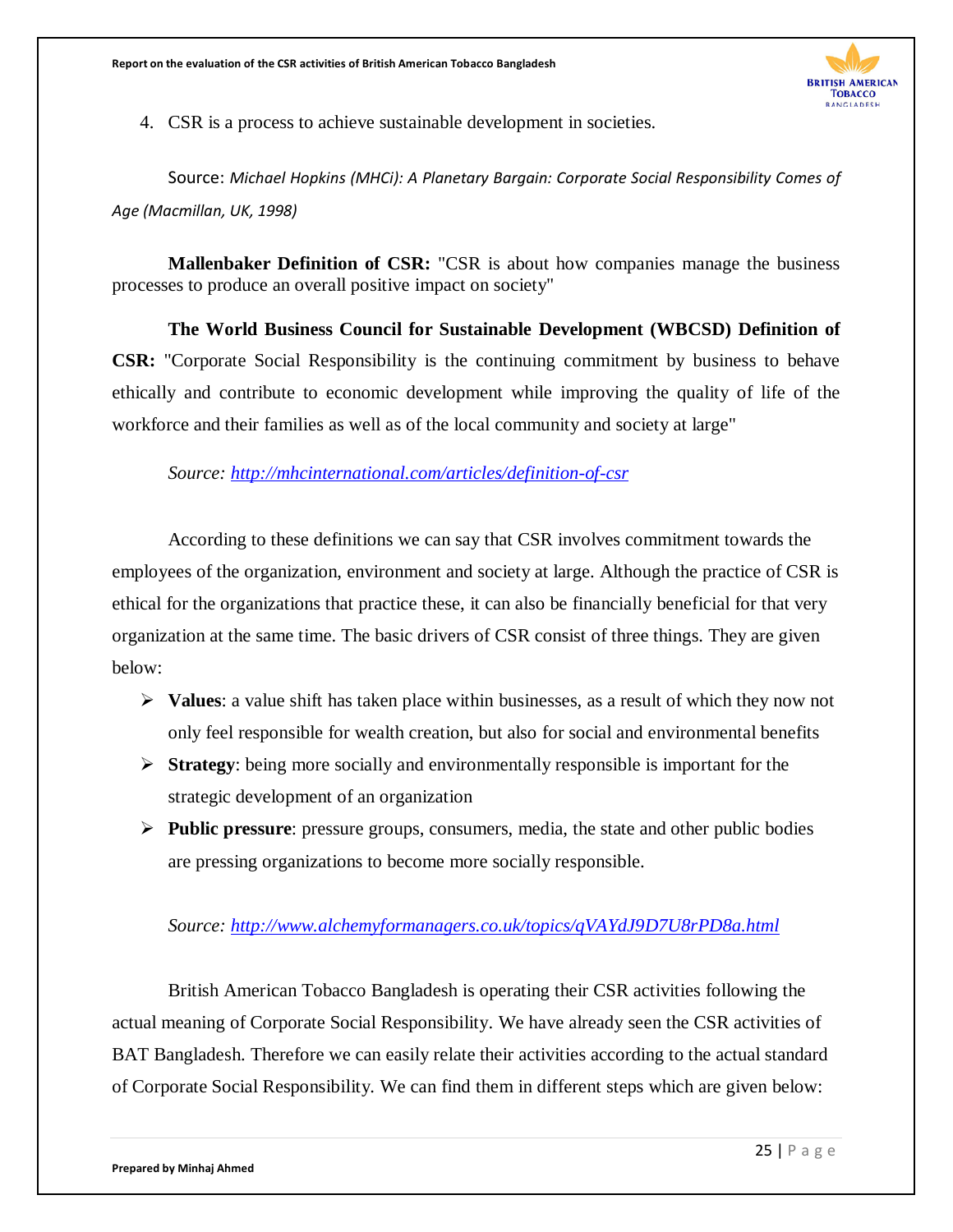4. CSR is a process to achieve sustainable development in societies.

Source: *Michael Hopkins (MHCi): A Planetary Bargain: Corporate Social Responsibility Comes of Age (Macmillan, UK, 1998)*

**Mallenbaker Definition of CSR:** "CSR is about how companies manage the business processes to produce an overall positive impact on society"

**The World Business Council for Sustainable Development (WBCSD) Definition of CSR:** "Corporate Social Responsibility is the continuing commitment by business to behave ethically and contribute to economic development while improving the quality of life of the workforce and their families as well as of the local community and society at large"

*Source: http://mhcinternational.com/articles/definition-of-csr*

According to these definitions we can say that CSR involves commitment towards the employees of the organization, environment and society at large. Although the practice of CSR is ethical for the organizations that practice these, it can also be financially beneficial for that very organization at the same time. The basic drivers of CSR consist of three things. They are given below:

- **Values**: a value shift has taken place within businesses, as a result of which they now not only feel responsible for wealth creation, but also for social and environmental benefits
- **Strategy**: being more socially and environmentally responsible is important for the strategic development of an organization
- **Public pressure**: pressure groups, consumers, media, the state and other public bodies are pressing organizations to become more socially responsible.

*Source: http://www.alchemyformanagers.co.uk/topics/qVAYdJ9D7U8rPD8a.html*

British American Tobacco Bangladesh is operating their CSR activities following the actual meaning of Corporate Social Responsibility. We have already seen the CSR activities of BAT Bangladesh. Therefore we can easily relate their activities according to the actual standard of Corporate Social Responsibility. We can find them in different steps which are given below: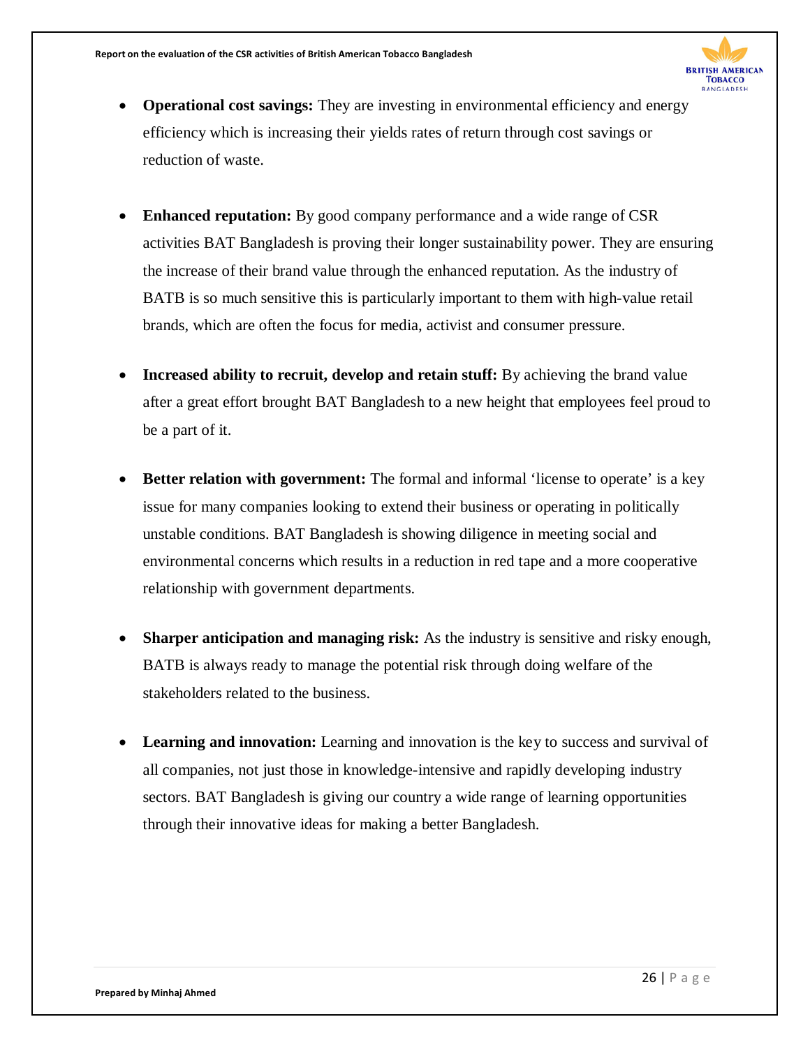- **Operational cost savings:** They are investing in environmental efficiency and energy efficiency which is increasing their yields rates of return through cost savings or reduction of waste.

- **Enhanced reputation:** By good company performance and a wide range of CSR activities BAT Bangladesh is proving their longer sustainability power. They are ensuring the increase of their brand value through the enhanced reputation. As the industry of BATB is so much sensitive this is particularly important to them with high-value retail brands, which are often the focus for media, activist and consumer pressure.

- **Increased ability to recruit, develop and retain stuff:** By achieving the brand value after a great effort brought BAT Bangladesh to a new height that employees feel proud to be a part of it.

- **Better relation with government:** The formal and informal 'license to operate' is a key issue for many companies looking to extend their business or operating in politically unstable conditions. BAT Bangladesh is showing diligence in meeting social and environmental concerns which results in a reduction in red tape and a more cooperative relationship with government departments.

- **Sharper anticipation and managing risk:** As the industry is sensitive and risky enough, BATB is always ready to manage the potential risk through doing welfare of the stakeholders related to the business.

- **Learning and innovation:** Learning and innovation is the key to success and survival of all companies, not just those in knowledge-intensive and rapidly developing industry sectors. BAT Bangladesh is giving our country a wide range of learning opportunities through their innovative ideas for making a better Bangladesh.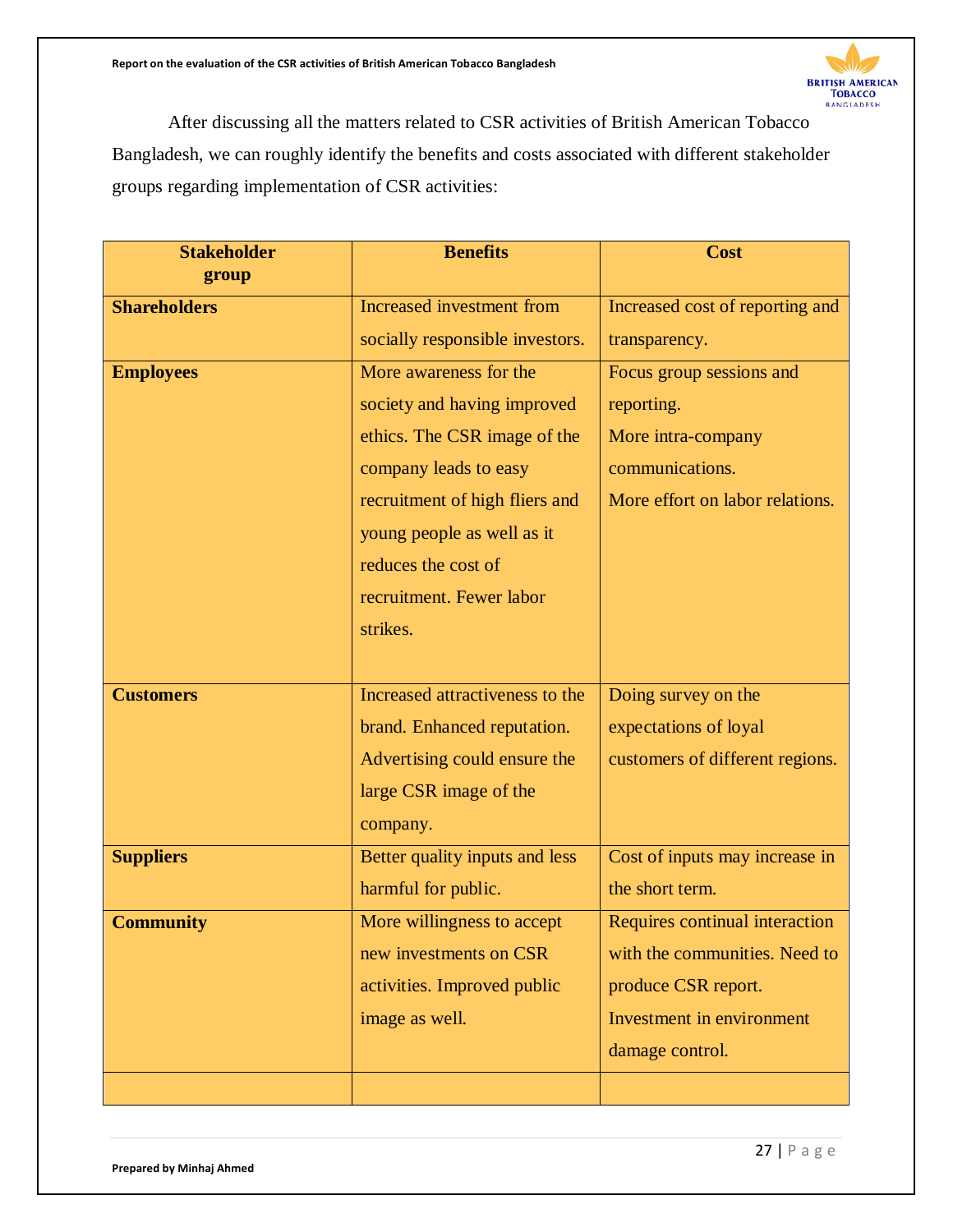After discussing all the matters related to CSR activities of British American Tobacco Bangladesh, we can roughly identify the benefits and costs associated with different stakeholder groups regarding implementation of CSR activities:

| Stakeholder group | Benefits | Cost |
|---|---|---|
| **Shareholders** | Increased investment from socially responsible investors. | Increased cost of reporting and transparency. |
| **Employees** | More awareness for the society and having improved ethics. The CSR image of the company leads to easy recruitment of high fliers and young people as well as it reduces the cost of recruitment. Fewer labor strikes. | Focus group sessions and reporting. More intra-company communications. More effort on labor relations. |
| **Customers** | Increased attractiveness to the brand. Enhanced reputation. Advertising could ensure the large CSR image of the company. | Doing survey on the expectations of loyal customers of different regions. |
| **Suppliers** | Better quality inputs and less harmful for public. | Cost of inputs may increase in the short term. |
| **Community** | More willingness to accept new investments on CSR activities. Improved public image as well. | Requires continual interaction with the communities. Need to produce CSR report. Investment in environment damage control. |
| | | |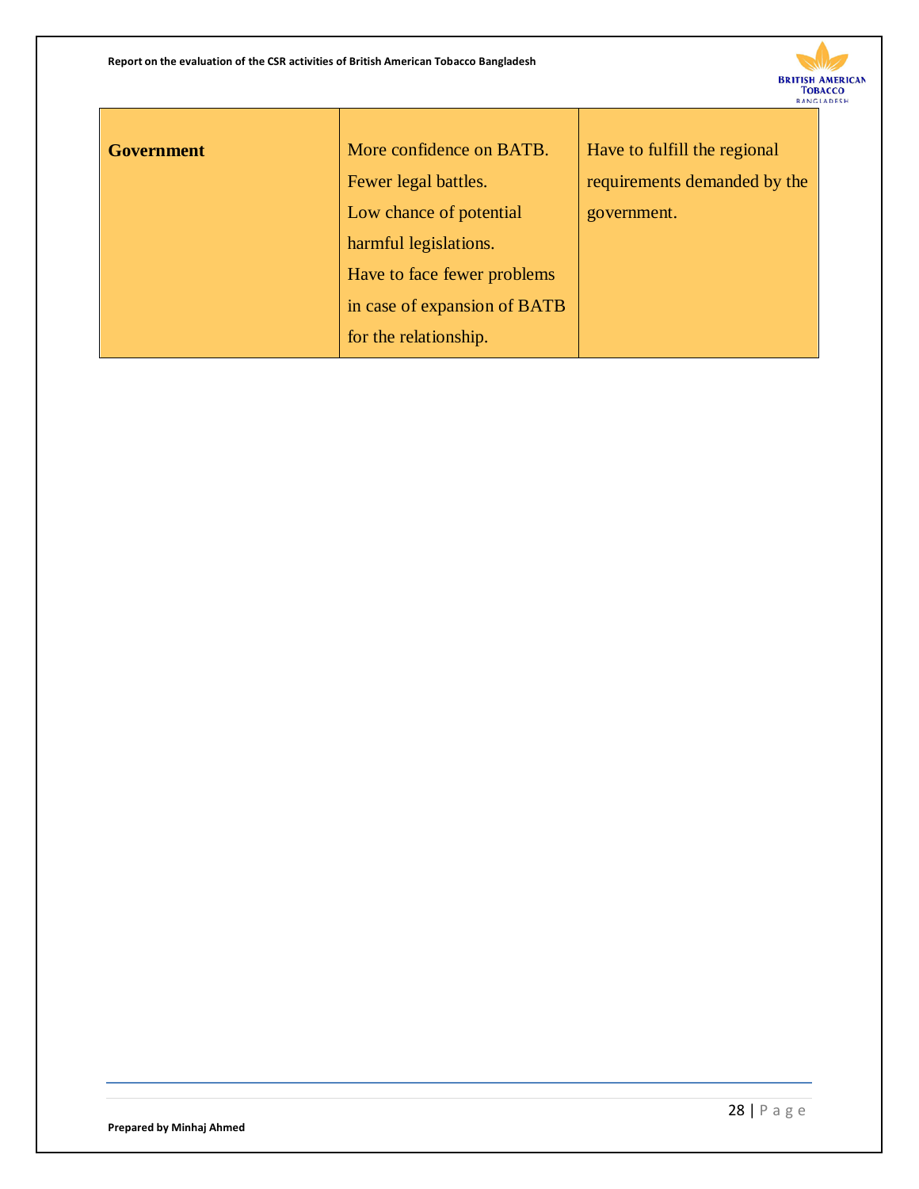| | | |
|---|---|---|
| **Government** | More confidence on BATB. Fewer legal battles. Low chance of potential harmful legislations. Have to face fewer problems in case of expansion of BATB for the relationship. | Have to fulfill the regional requirements demanded by the government. |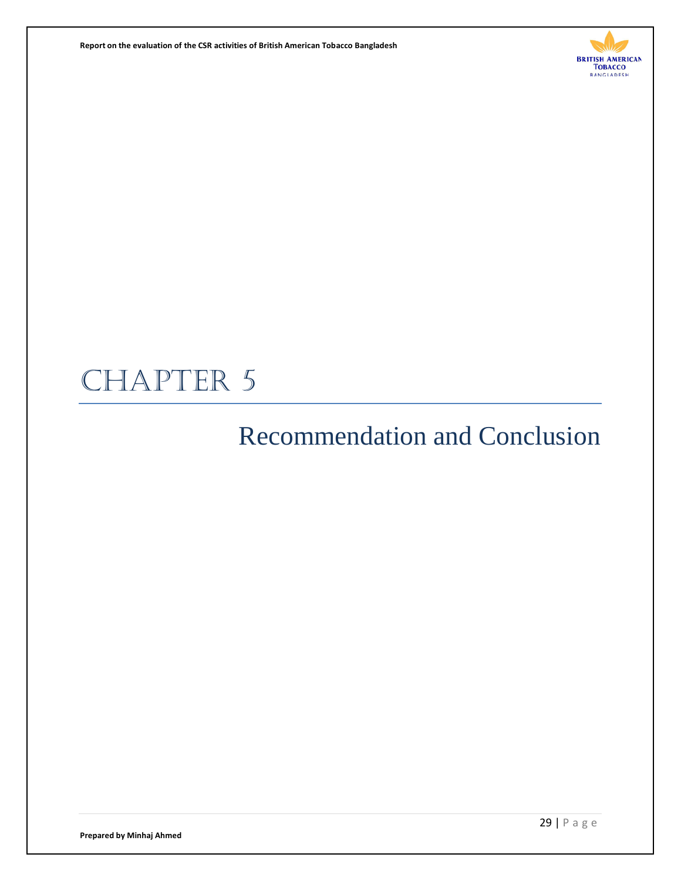# Chapter 5

## Recommendation and Conclusion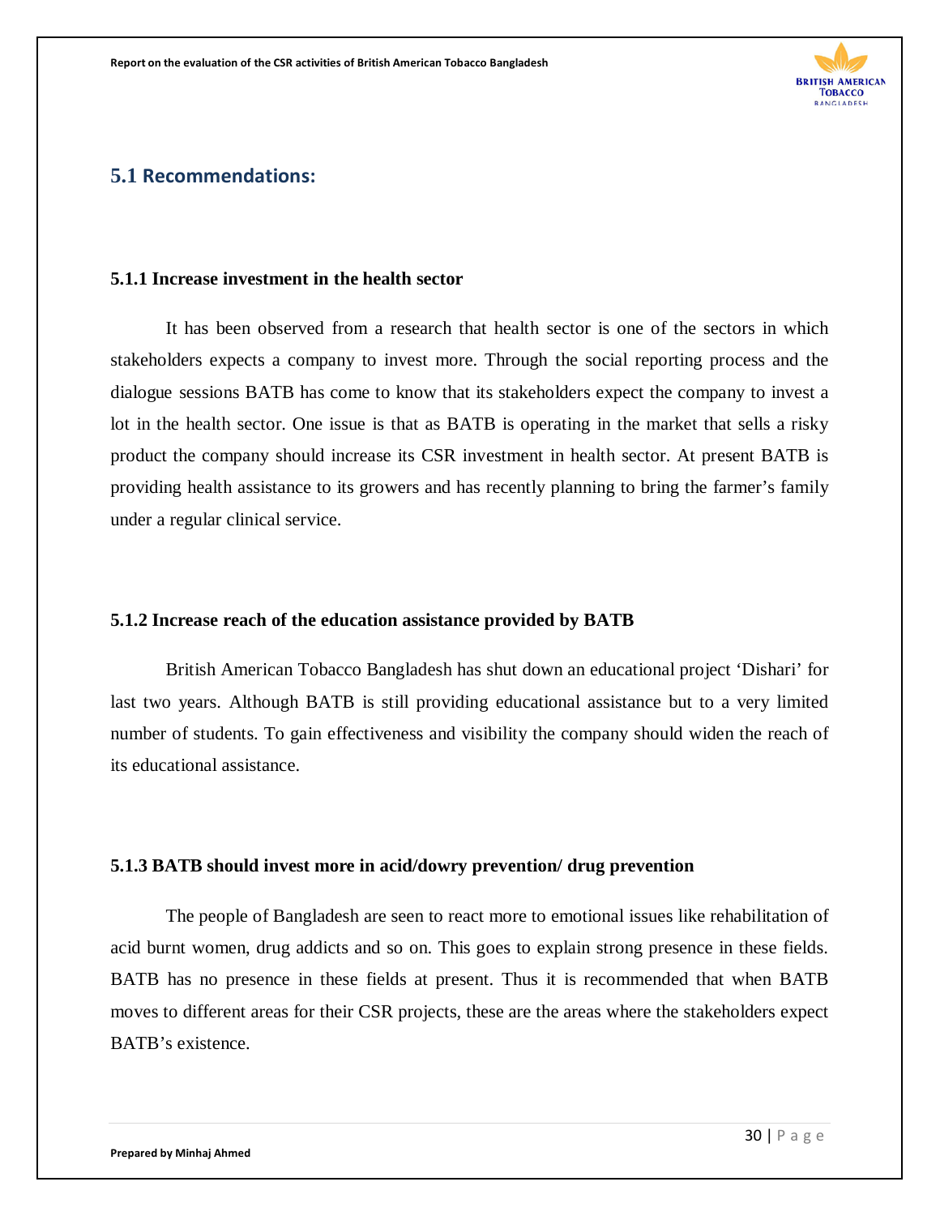## 5.1 Recommendations:

### 5.1.1 Increase investment in the health sector

It has been observed from a research that health sector is one of the sectors in which stakeholders expects a company to invest more. Through the social reporting process and the dialogue sessions BATB has come to know that its stakeholders expect the company to invest a lot in the health sector. One issue is that as BATB is operating in the market that sells a risky product the company should increase its CSR investment in health sector. At present BATB is providing health assistance to its growers and has recently planning to bring the farmer's family under a regular clinical service.

### 5.1.2 Increase reach of the education assistance provided by BATB

British American Tobacco Bangladesh has shut down an educational project 'Dishari' for last two years. Although BATB is still providing educational assistance but to a very limited number of students. To gain effectiveness and visibility the company should widen the reach of its educational assistance.

### 5.1.3 BATB should invest more in acid/dowry prevention/ drug prevention

The people of Bangladesh are seen to react more to emotional issues like rehabilitation of acid burnt women, drug addicts and so on. This goes to explain strong presence in these fields. BATB has no presence in these fields at present. Thus it is recommended that when BATB moves to different areas for their CSR projects, these are the areas where the stakeholders expect BATB's existence.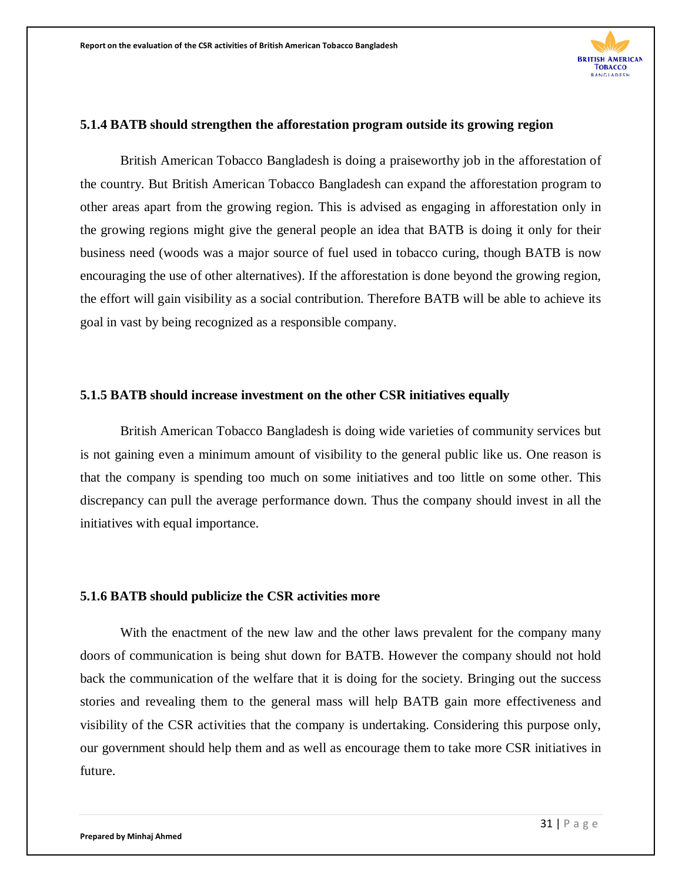### 5.1.4 BATB should strengthen the afforestation program outside its growing region

British American Tobacco Bangladesh is doing a praiseworthy job in the afforestation of the country. But British American Tobacco Bangladesh can expand the afforestation program to other areas apart from the growing region. This is advised as engaging in afforestation only in the growing regions might give the general people an idea that BATB is doing it only for their business need (woods was a major source of fuel used in tobacco curing, though BATB is now encouraging the use of other alternatives). If the afforestation is done beyond the growing region, the effort will gain visibility as a social contribution. Therefore BATB will be able to achieve its goal in vast by being recognized as a responsible company.

### 5.1.5 BATB should increase investment on the other CSR initiatives equally

British American Tobacco Bangladesh is doing wide varieties of community services but is not gaining even a minimum amount of visibility to the general public like us. One reason is that the company is spending too much on some initiatives and too little on some other. This discrepancy can pull the average performance down. Thus the company should invest in all the initiatives with equal importance.

### 5.1.6 BATB should publicize the CSR activities more

With the enactment of the new law and the other laws prevalent for the company many doors of communication is being shut down for BATB. However the company should not hold back the communication of the welfare that it is doing for the society. Bringing out the success stories and revealing them to the general mass will help BATB gain more effectiveness and visibility of the CSR activities that the company is undertaking. Considering this purpose only, our government should help them and as well as encourage them to take more CSR initiatives in future.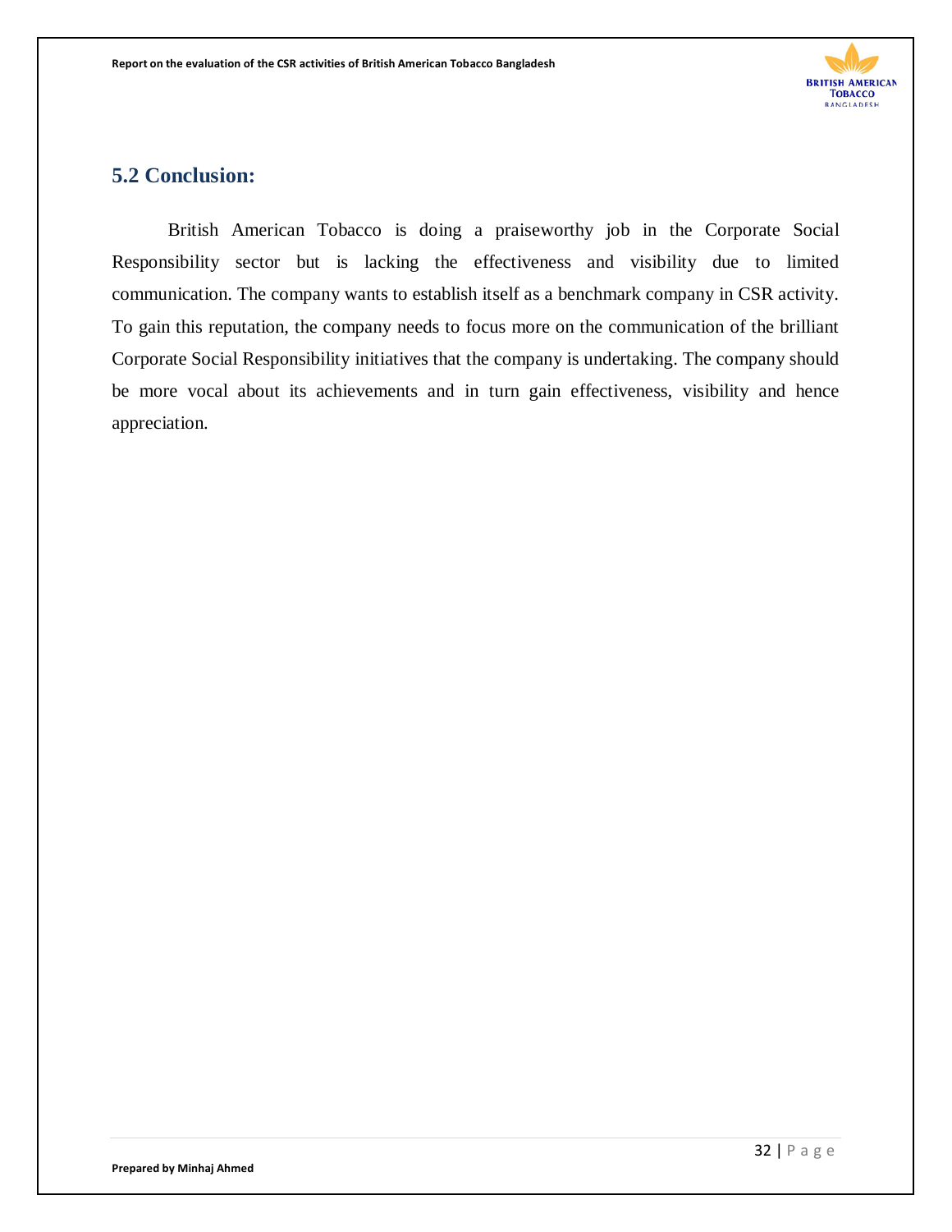## 5.2 Conclusion:

British American Tobacco is doing a praiseworthy job in the Corporate Social Responsibility sector but is lacking the effectiveness and visibility due to limited communication. The company wants to establish itself as a benchmark company in CSR activity. To gain this reputation, the company needs to focus more on the communication of the brilliant Corporate Social Responsibility initiatives that the company is undertaking. The company should be more vocal about its achievements and in turn gain effectiveness, visibility and hence appreciation.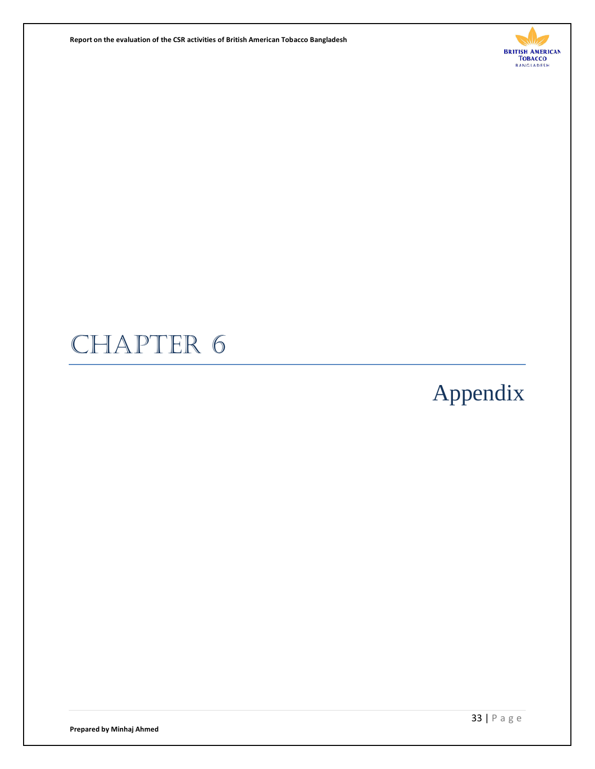# CHAPTER 6

## Appendix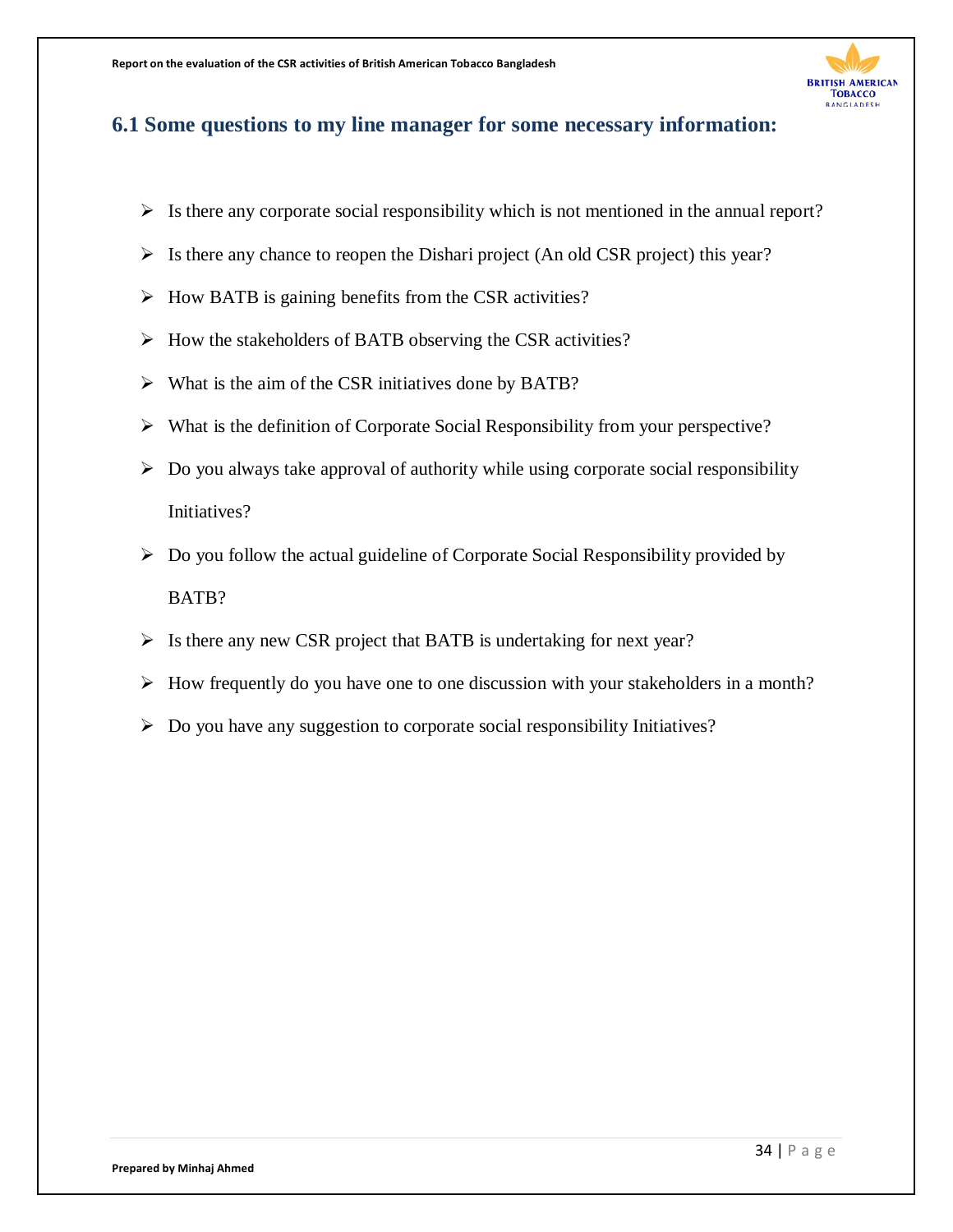## 6.1 Some questions to my line manager for some necessary information:

- Is there any corporate social responsibility which is not mentioned in the annual report?
- Is there any chance to reopen the Dishari project (An old CSR project) this year?
- How BATB is gaining benefits from the CSR activities?
- How the stakeholders of BATB observing the CSR activities?
- What is the aim of the CSR initiatives done by BATB?
- What is the definition of Corporate Social Responsibility from your perspective?
- Do you always take approval of authority while using corporate social responsibility Initiatives?
- Do you follow the actual guideline of Corporate Social Responsibility provided by BATB?
- Is there any new CSR project that BATB is undertaking for next year?
- How frequently do you have one to one discussion with your stakeholders in a month?
- Do you have any suggestion to corporate social responsibility Initiatives?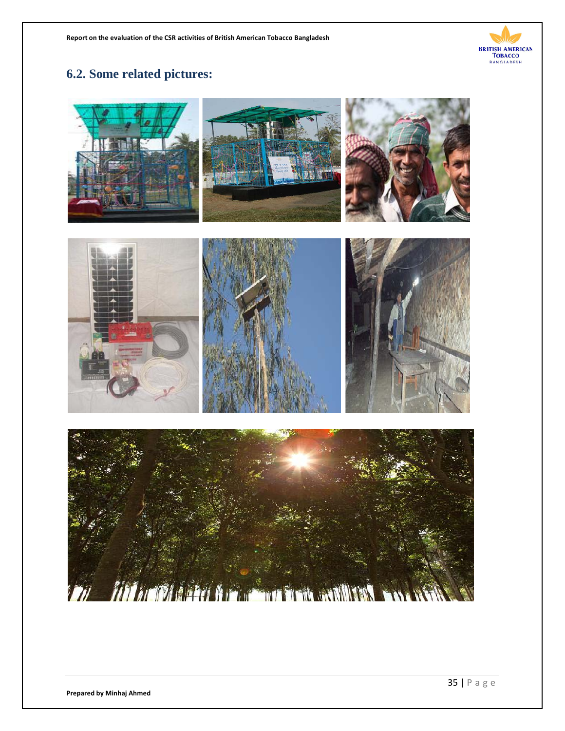## 6.2. Some related pictures: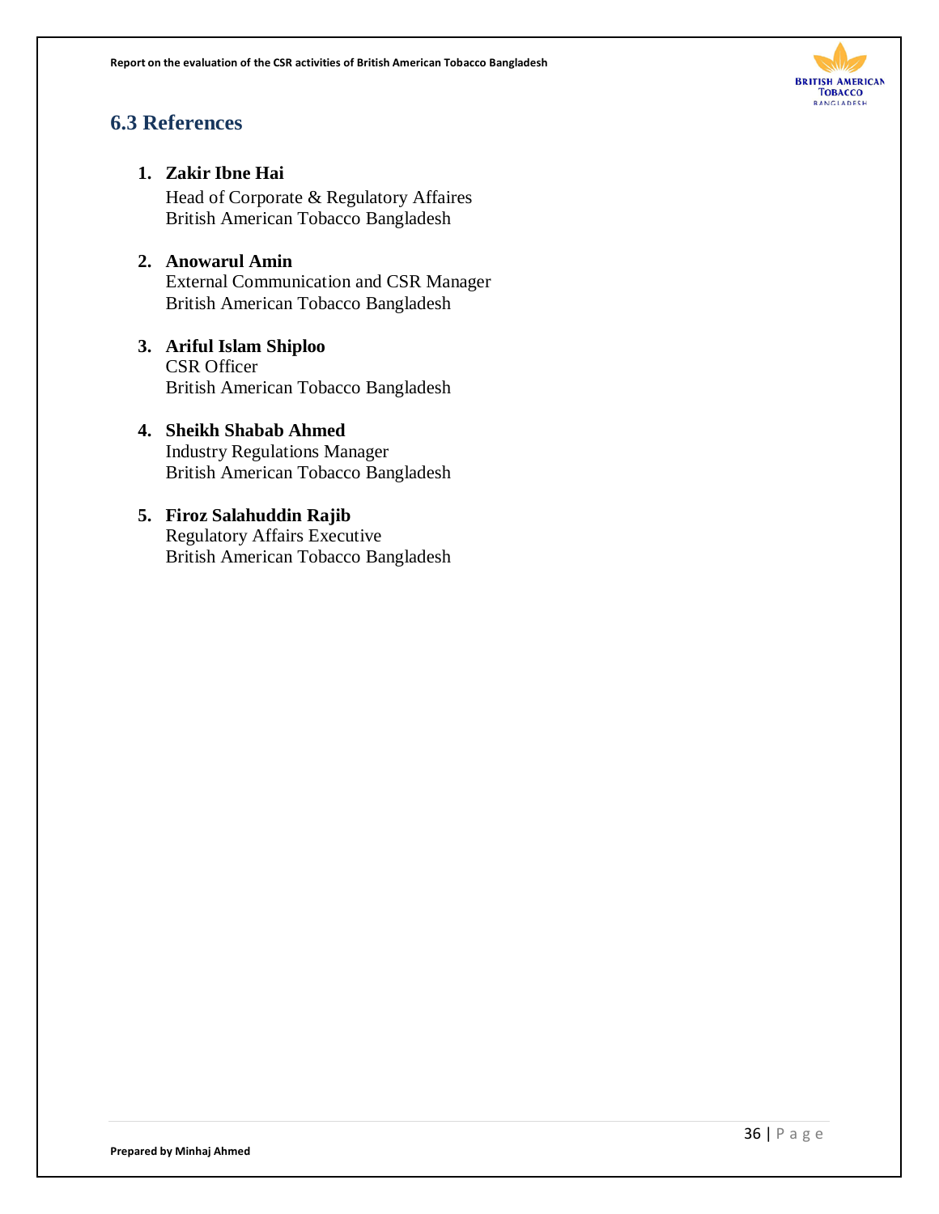## 6.3 References

1. **Zakir Ibne Hai**
   Head of Corporate & Regulatory Affaires
   British American Tobacco Bangladesh

2. **Anowarul Amin**
   External Communication and CSR Manager
   British American Tobacco Bangladesh

3. **Ariful Islam Shiploo**
   CSR Officer
   British American Tobacco Bangladesh

4. **Sheikh Shabab Ahmed**
   Industry Regulations Manager
   British American Tobacco Bangladesh

5. **Firoz Salahuddin Rajib**
   Regulatory Affairs Executive
   British American Tobacco Bangladesh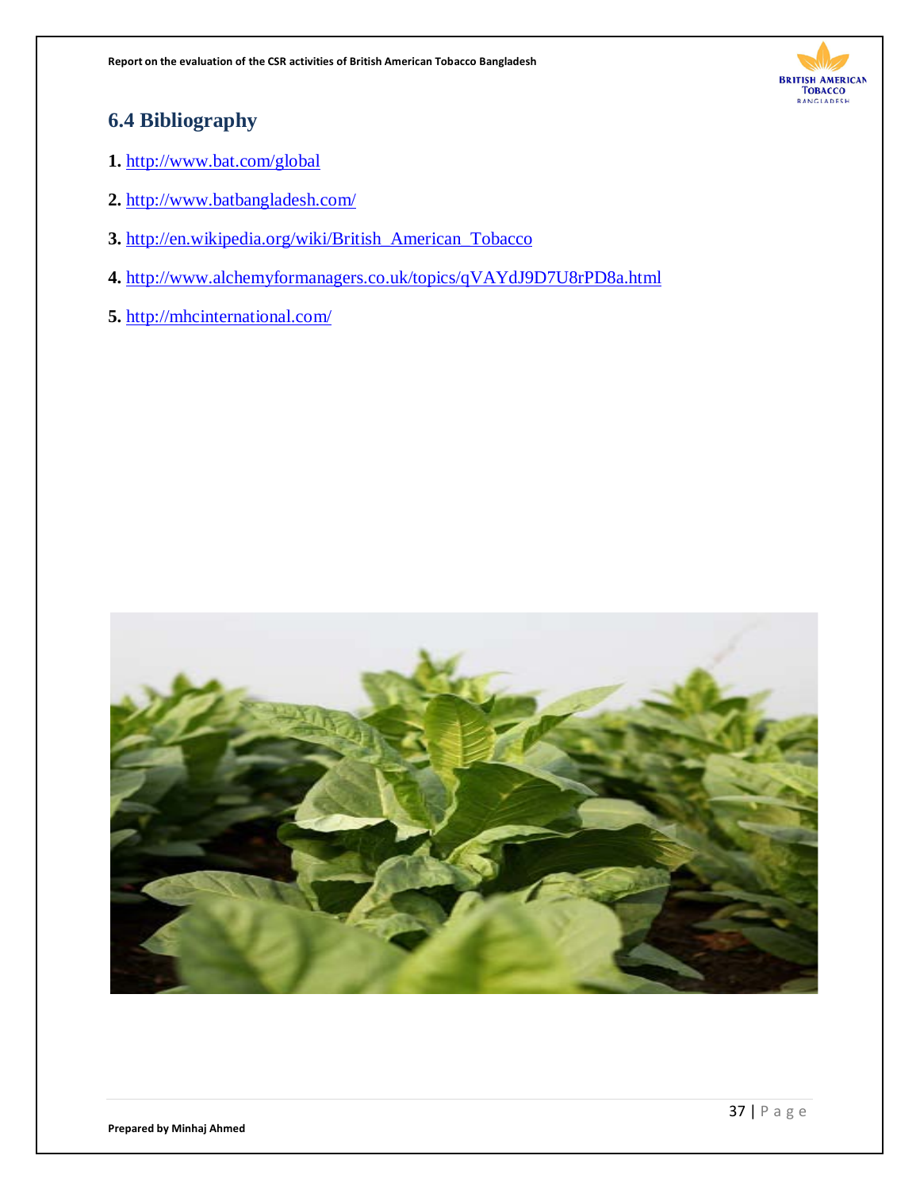## 6.4 Bibliography

1. http://www.bat.com/global
2. http://www.batbangladesh.com/
3. http://en.wikipedia.org/wiki/British_American_Tobacco
4. http://www.alchemyformanagers.co.uk/topics/qVAYdJ9D7U8rPD8a.html
5. http://mhcinternational.com/